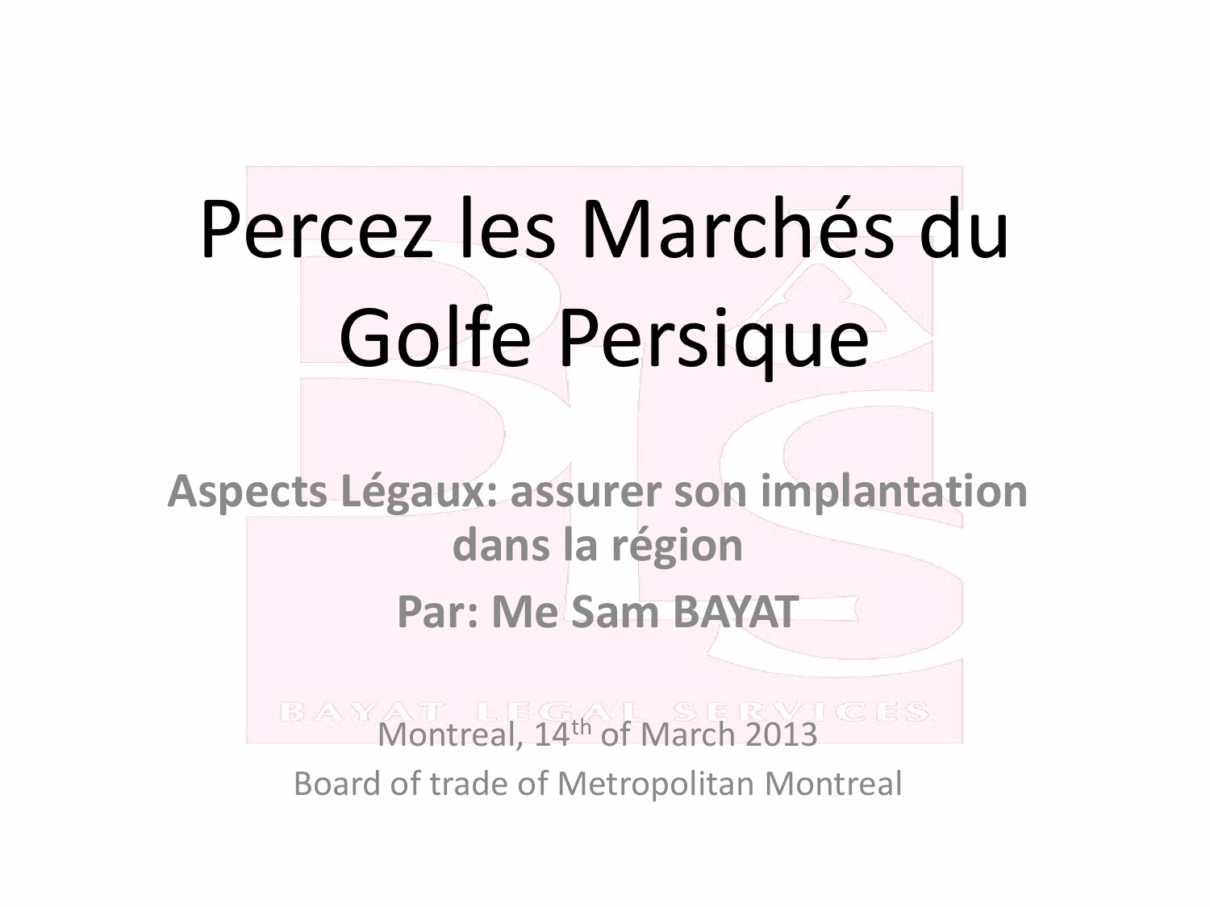# Percez les Marchés du Golfe Persique

**Aspects Légaux: assurer son implantation dans la région**

**Par: Me Sam BAYAT**

BAYAT LEGAL SERVICES

Montreal, 14th of March 2013

Board of trade of Metropolitan Montreal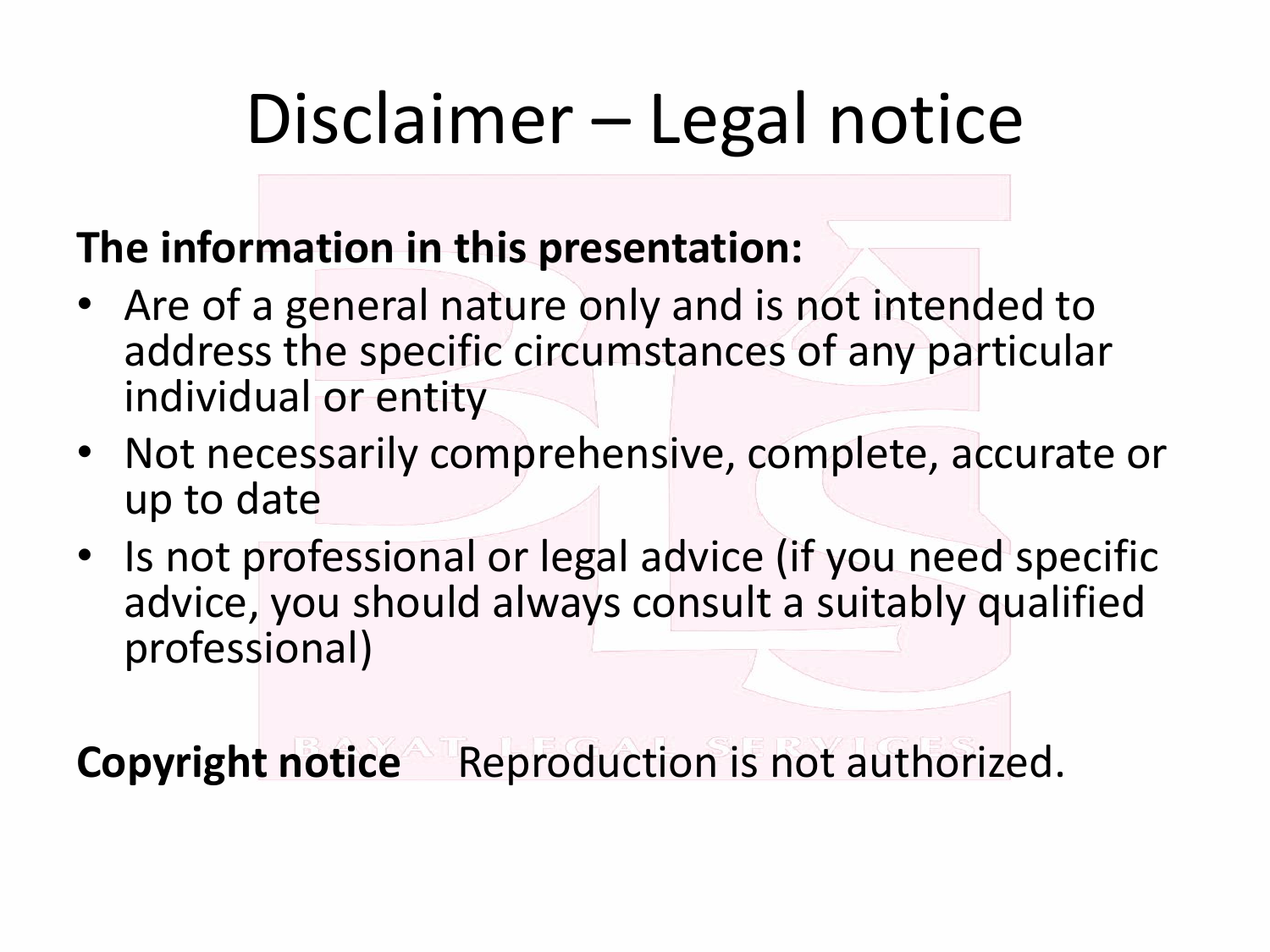# Disclaimer – Legal notice

**The information in this presentation:**

- Are of a general nature only and is not intended to address the specific circumstances of any particular individual or entity
- Not necessarily comprehensive, complete, accurate or up to date
- Is not professional or legal advice (if you need specific advice, you should always consult a suitably qualified professional)

**Copyright notice** Reproduction is not authorized.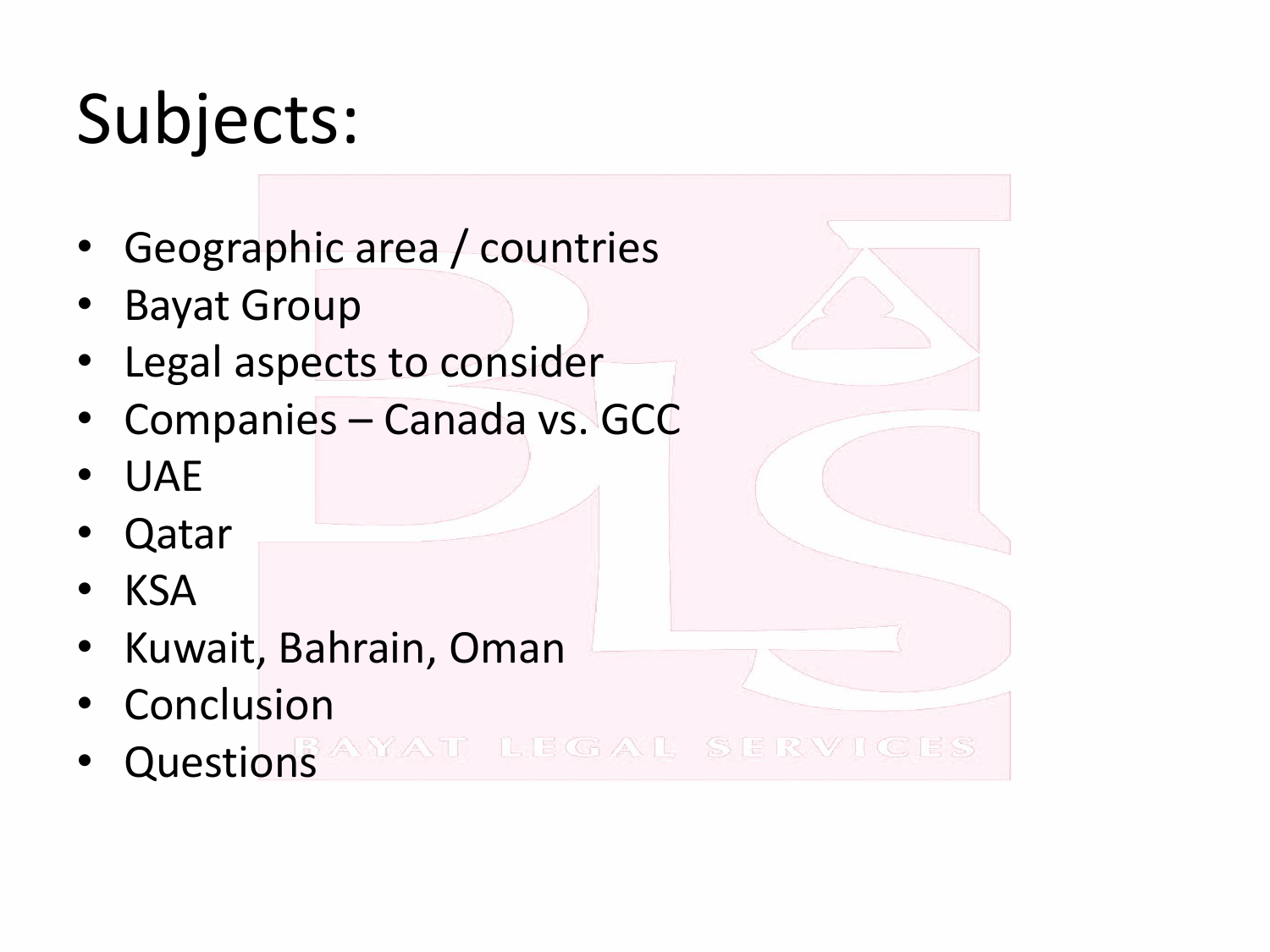# Subjects:

- Geographic area / countries
- Bayat Group
- Legal aspects to consider
- Companies – Canada vs. GCC
- UAE
- Qatar
- KSA
- Kuwait, Bahrain, Oman
- Conclusion
- Questions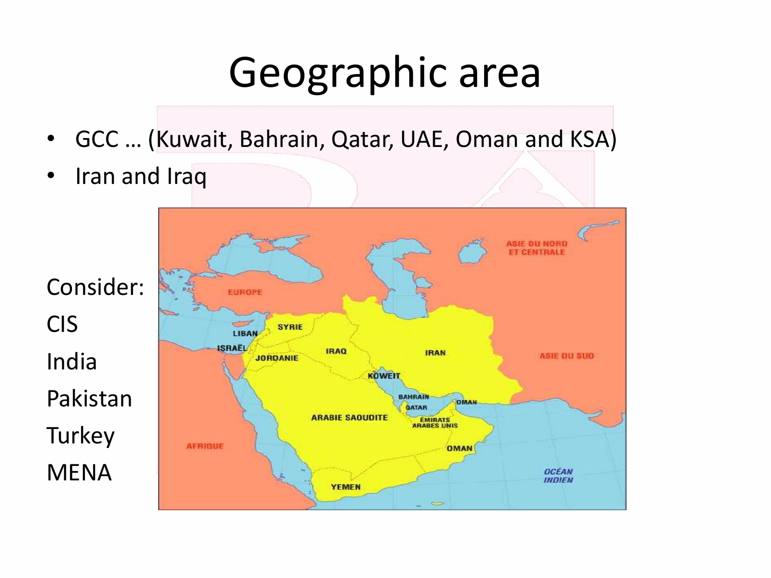# Geographic area

- GCC … (Kuwait, Bahrain, Qatar, UAE, Oman and KSA)
- Iran and Iraq

Consider:

CIS

India

Pakistan

Turkey

MENA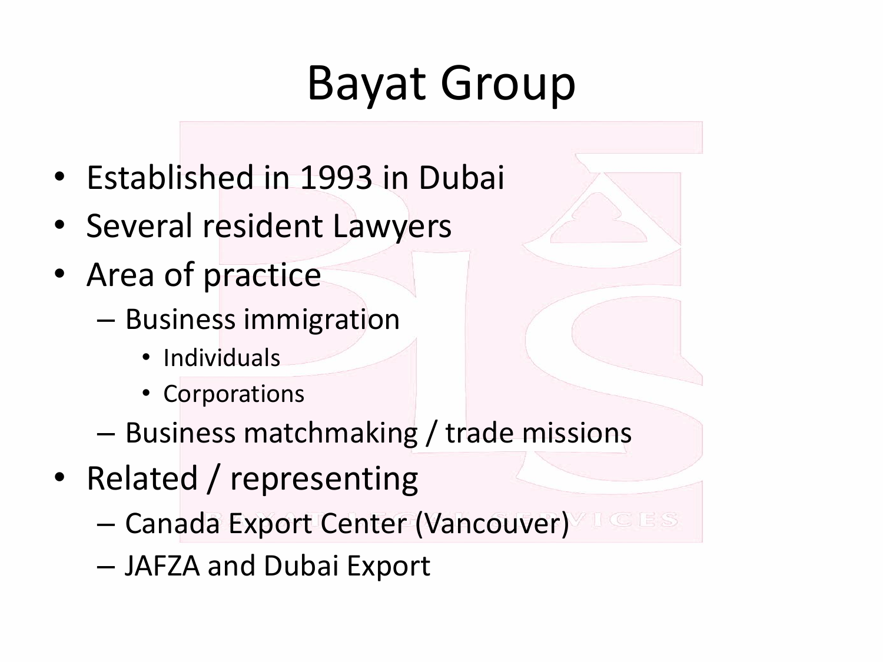# Bayat Group

- Established in 1993 in Dubai
- Several resident Lawyers
- Area of practice
  - Business immigration
    - Individuals
    - Corporations
  - Business matchmaking / trade missions
- Related / representing
  - Canada Export Center (Vancouver)
  - JAFZA and Dubai Export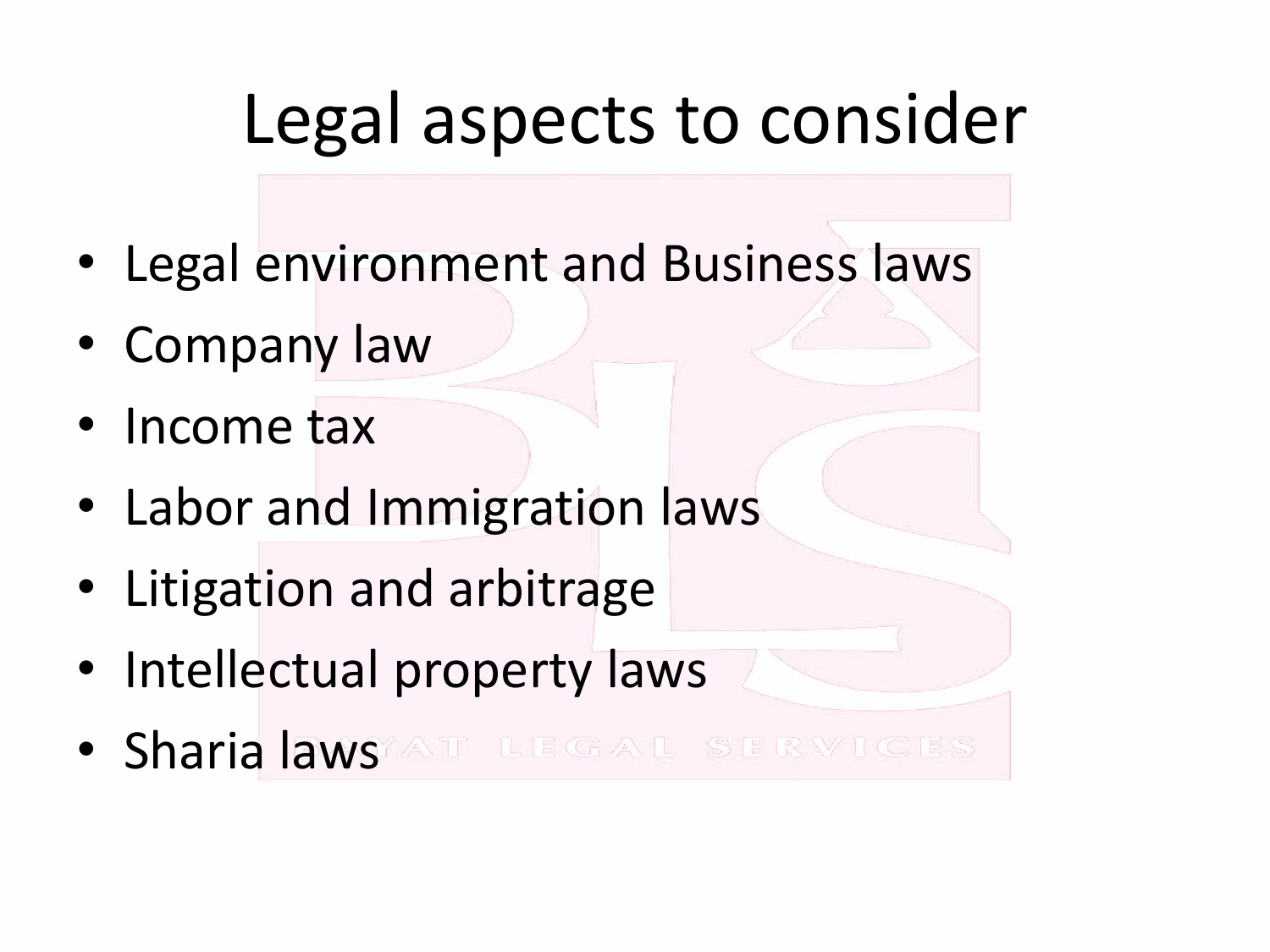# Legal aspects to consider

- Legal environment and Business laws
- Company law
- Income tax
- Labor and Immigration laws
- Litigation and arbitrage
- Intellectual property laws
- Sharia laws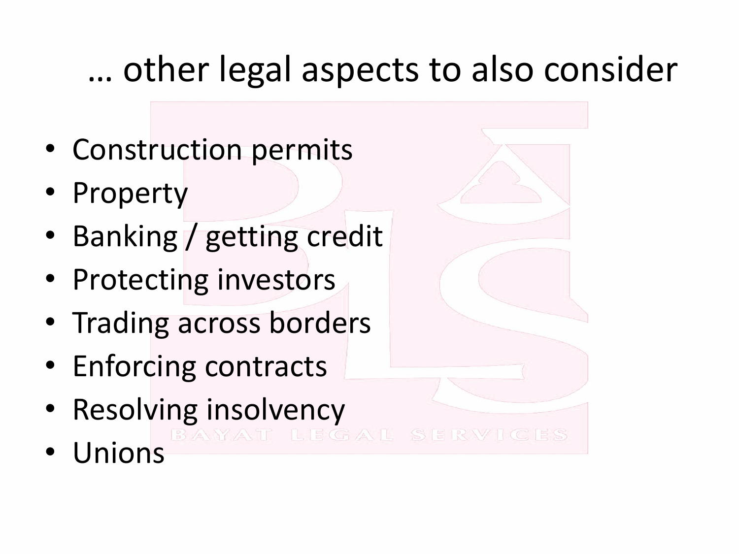# … other legal aspects to also consider

- Construction permits
- Property
- Banking / getting credit
- Protecting investors
- Trading across borders
- Enforcing contracts
- Resolving insolvency
- Unions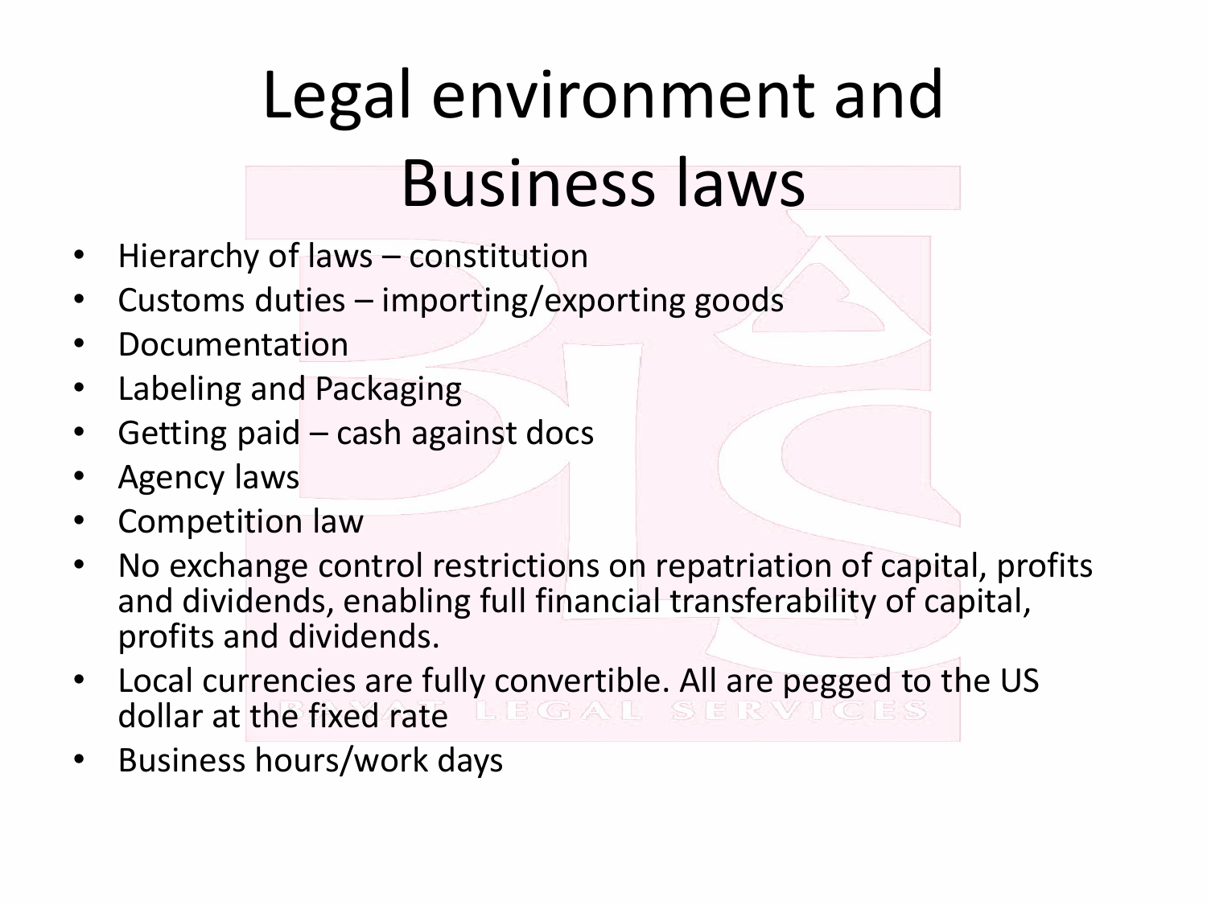# Legal environment and Business laws

- Hierarchy of laws – constitution
- Customs duties – importing/exporting goods
- Documentation
- Labeling and Packaging
- Getting paid – cash against docs
- Agency laws
- Competition law
- No exchange control restrictions on repatriation of capital, profits and dividends, enabling full financial transferability of capital, profits and dividends.
- Local currencies are fully convertible. All are pegged to the US dollar at the fixed rate
- Business hours/work days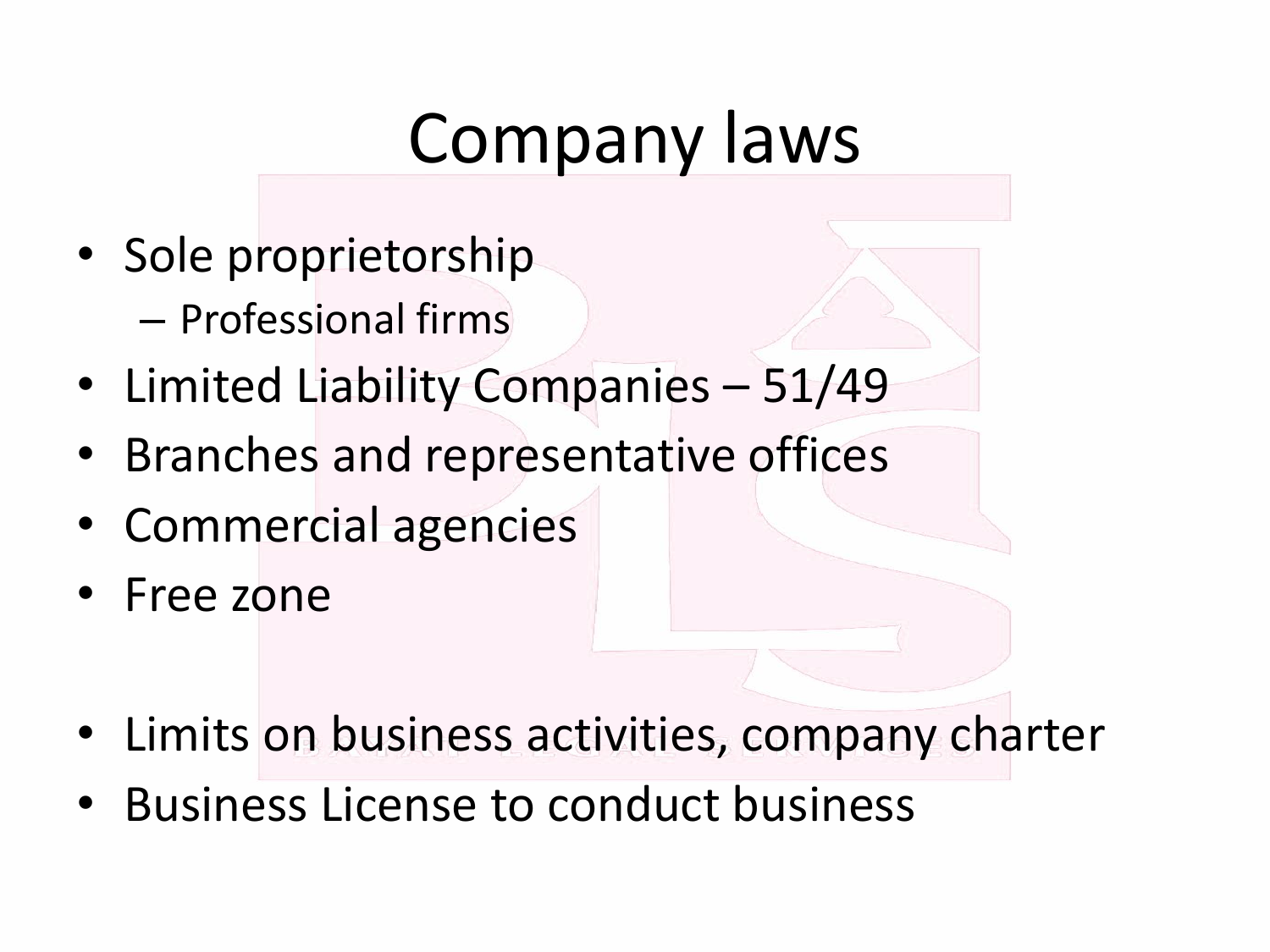# Company laws

- Sole proprietorship
  - Professional firms
- Limited Liability Companies – 51/49
- Branches and representative offices
- Commercial agencies
- Free zone

- Limits on business activities, company charter
- Business License to conduct business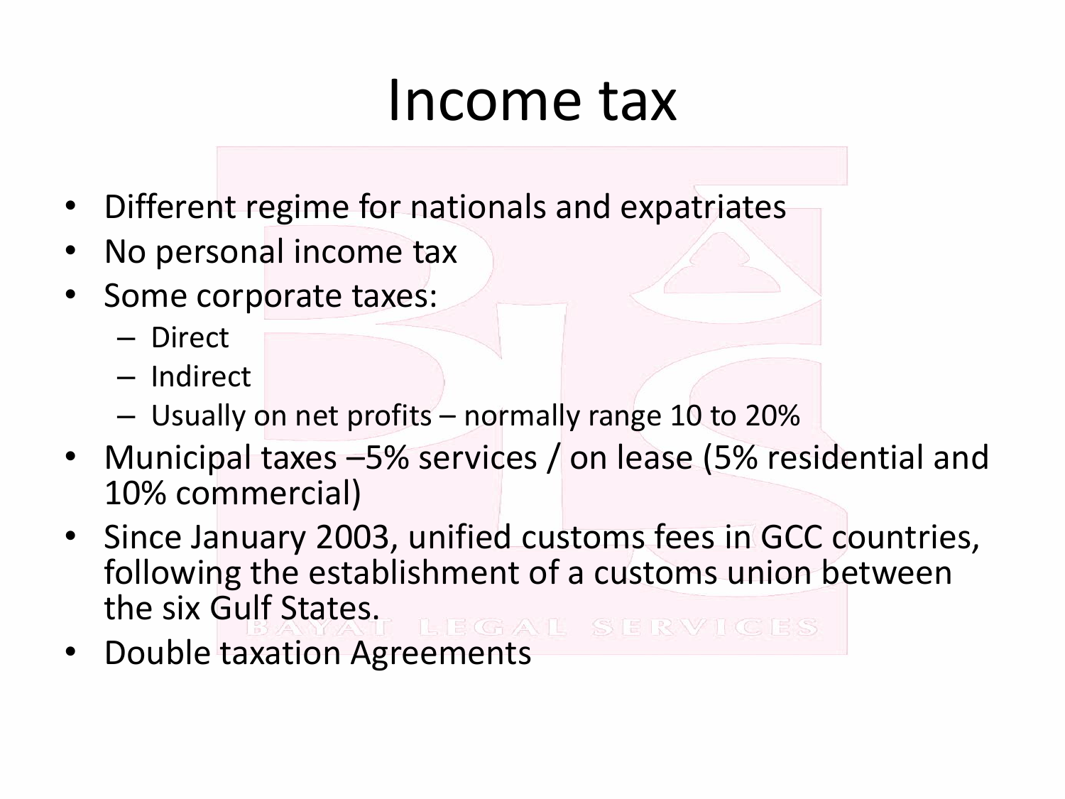# Income tax

- Different regime for nationals and expatriates
- No personal income tax
- Some corporate taxes:
  - Direct
  - Indirect
  - Usually on net profits – normally range 10 to 20%
- Municipal taxes –5% services / on lease (5% residential and 10% commercial)
- Since January 2003, unified customs fees in GCC countries, following the establishment of a customs union between the six Gulf States.
- Double taxation Agreements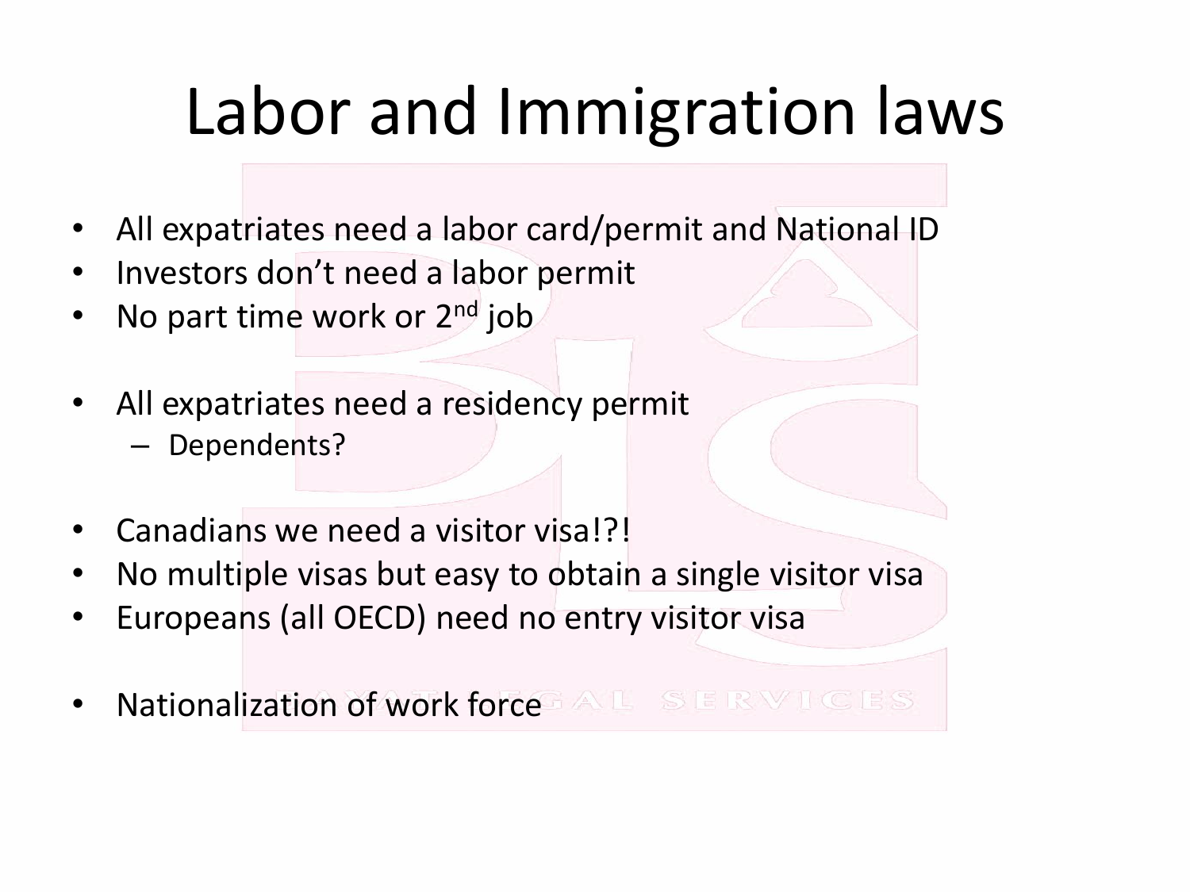# Labor and Immigration laws

- All expatriates need a labor card/permit and National ID
- Investors don’t need a labor permit
- No part time work or 2nd job

- All expatriates need a residency permit
  - Dependents?

- Canadians we need a visitor visa!?!
- No multiple visas but easy to obtain a single visitor visa
- Europeans (all OECD) need no entry visitor visa

- Nationalization of work force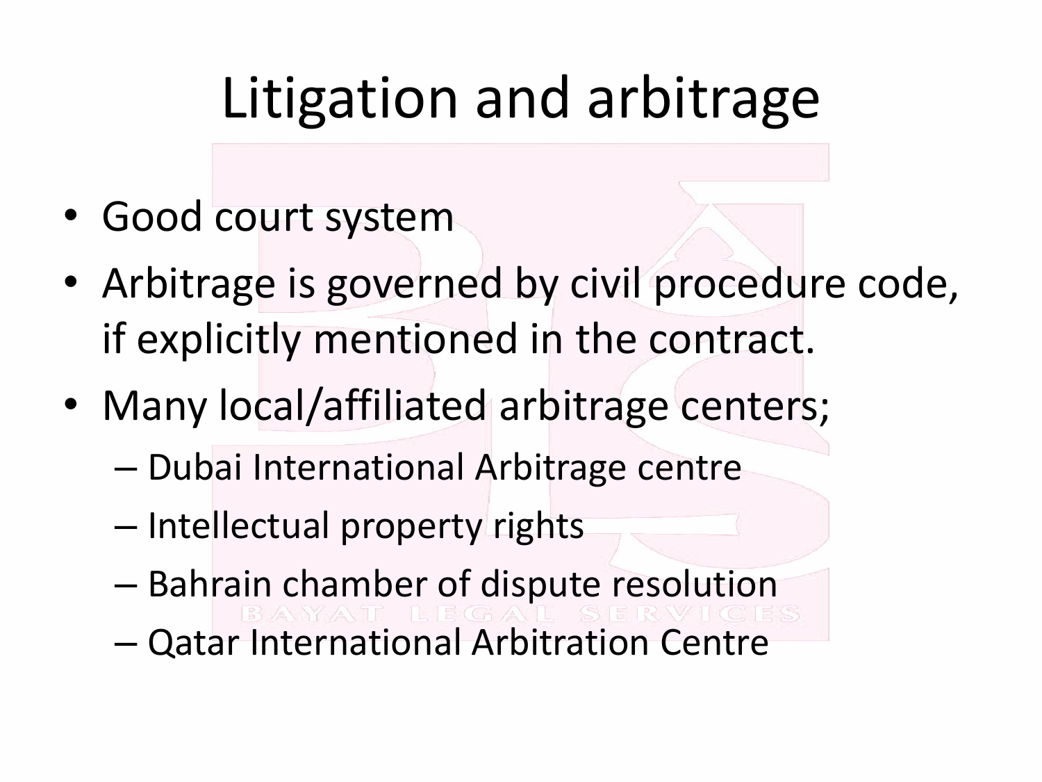# Litigation and arbitrage

- Good court system
- Arbitrage is governed by civil procedure code, if explicitly mentioned in the contract.
- Many local/affiliated arbitrage centers;
  - Dubai International Arbitrage centre
  - Intellectual property rights
  - Bahrain chamber of dispute resolution
  - Qatar International Arbitration Centre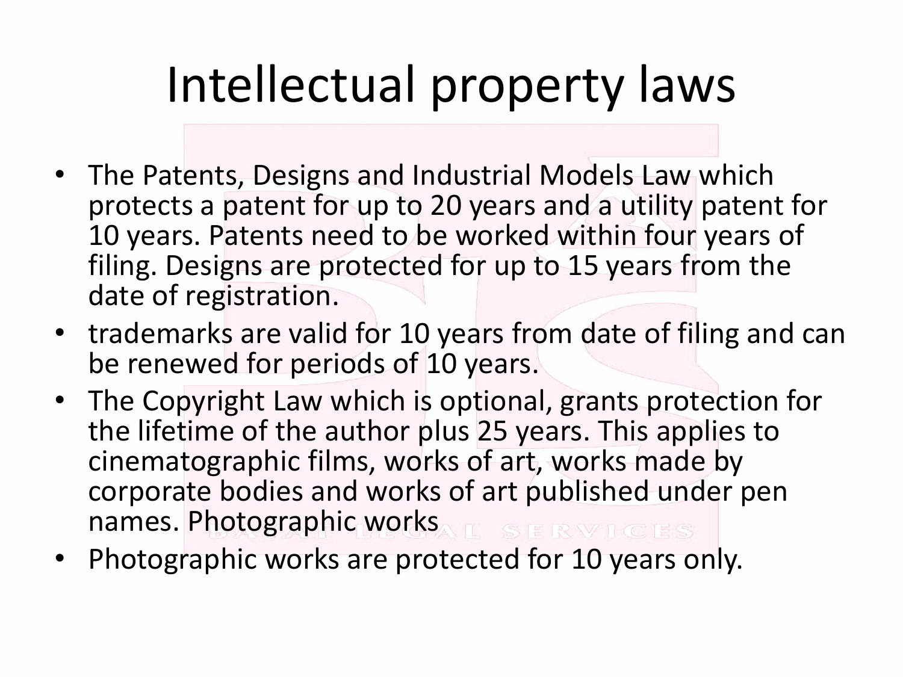# Intellectual property laws

- The Patents, Designs and Industrial Models Law which protects a patent for up to 20 years and a utility patent for 10 years. Patents need to be worked within four years of filing. Designs are protected for up to 15 years from the date of registration.
- trademarks are valid for 10 years from date of filing and can be renewed for periods of 10 years.
- The Copyright Law which is optional, grants protection for the lifetime of the author plus 25 years. This applies to cinematographic films, works of art, works made by corporate bodies and works of art published under pen names. Photographic works
- Photographic works are protected for 10 years only.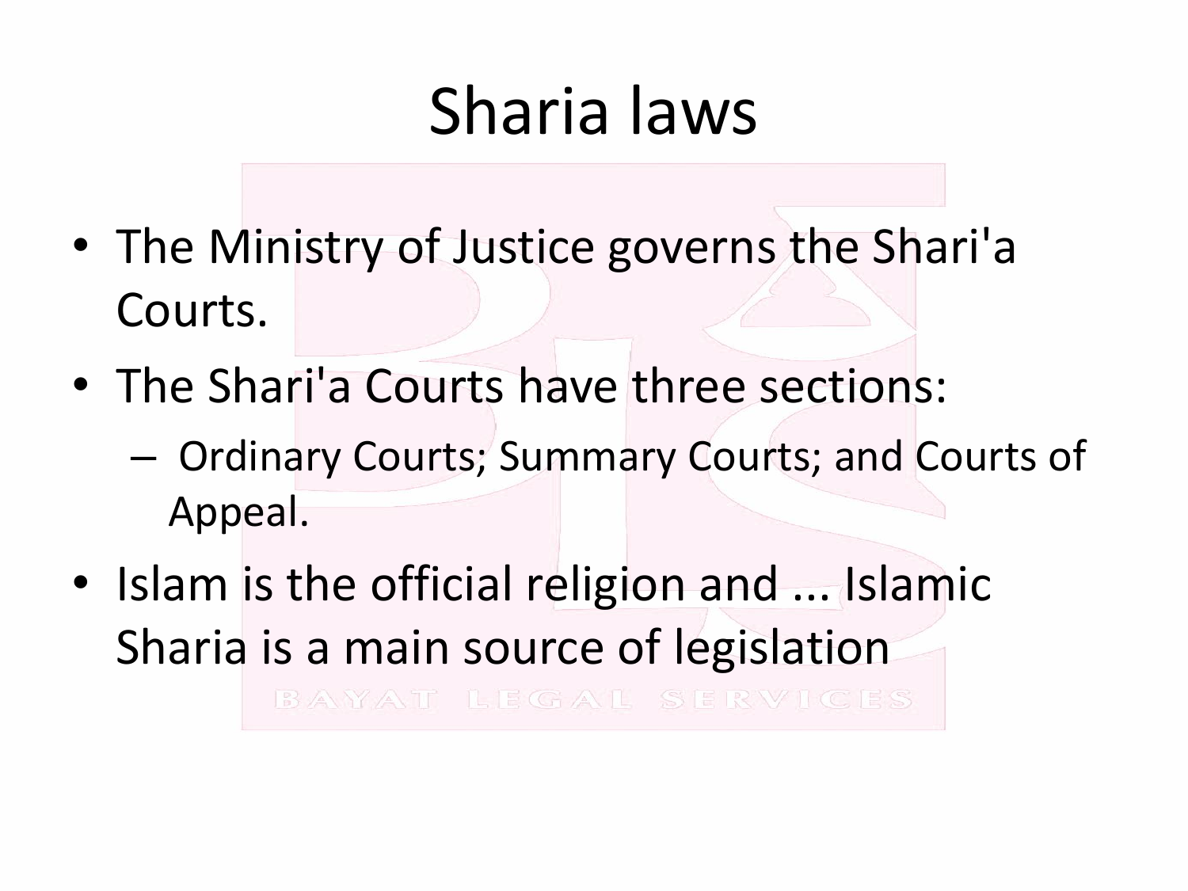# Sharia laws

- The Ministry of Justice governs the Shari'a Courts.
- The Shari'a Courts have three sections:
  - Ordinary Courts; Summary Courts; and Courts of Appeal.
- Islam is the official religion and ... Islamic Sharia is a main source of legislation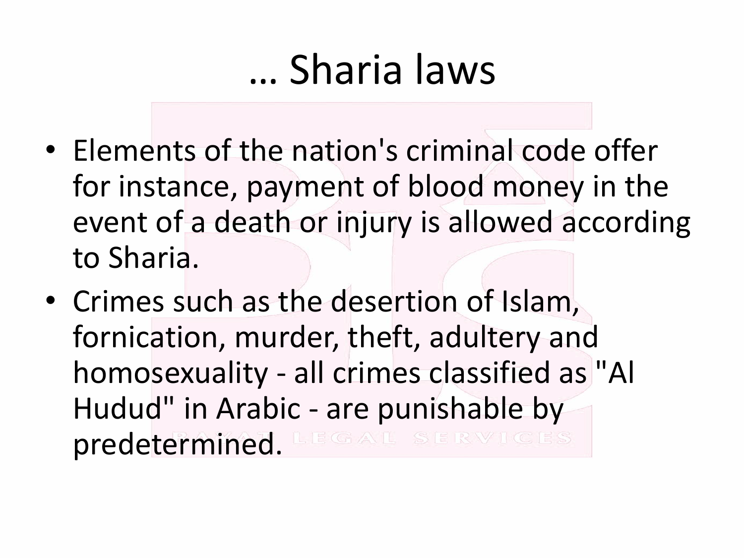# … Sharia laws

- Elements of the nation's criminal code offer for instance, payment of blood money in the event of a death or injury is allowed according to Sharia.
- Crimes such as the desertion of Islam, fornication, murder, theft, adultery and homosexuality - all crimes classified as "Al Hudud" in Arabic - are punishable by predetermined.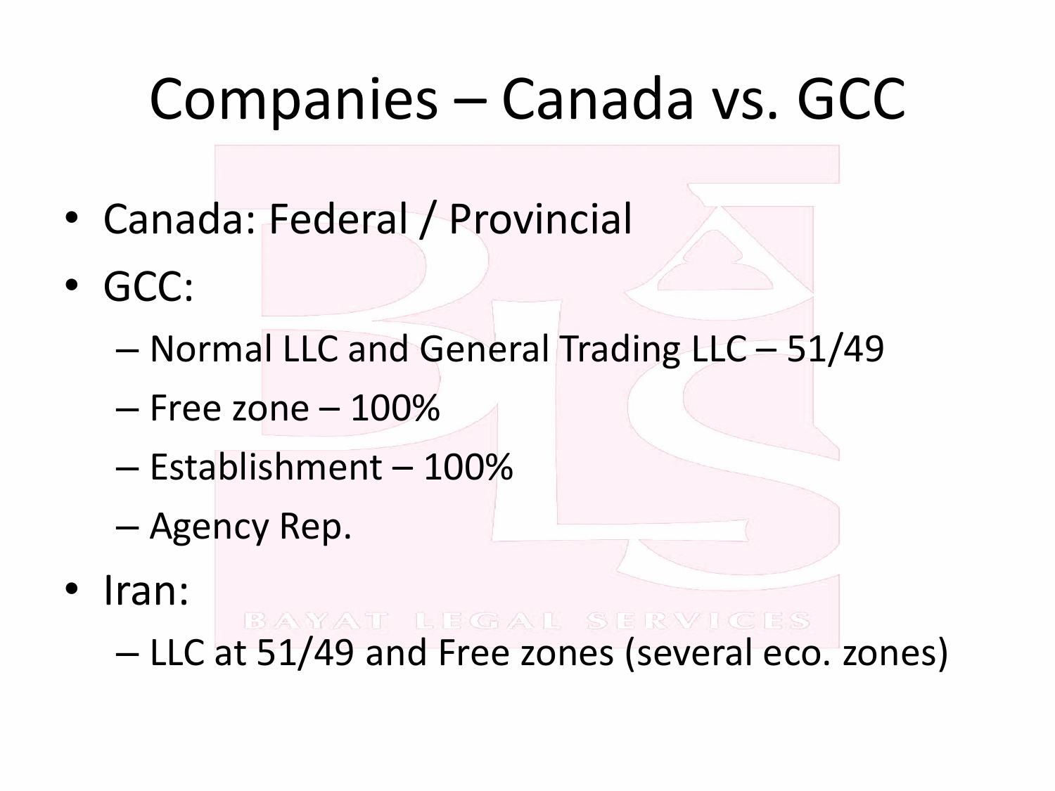# Companies – Canada vs. GCC

- Canada: Federal / Provincial
- GCC:
  - Normal LLC and General Trading LLC – 51/49
  - Free zone – 100%
  - Establishment – 100%
  - Agency Rep.
- Iran:
  - LLC at 51/49 and Free zones (several eco. zones)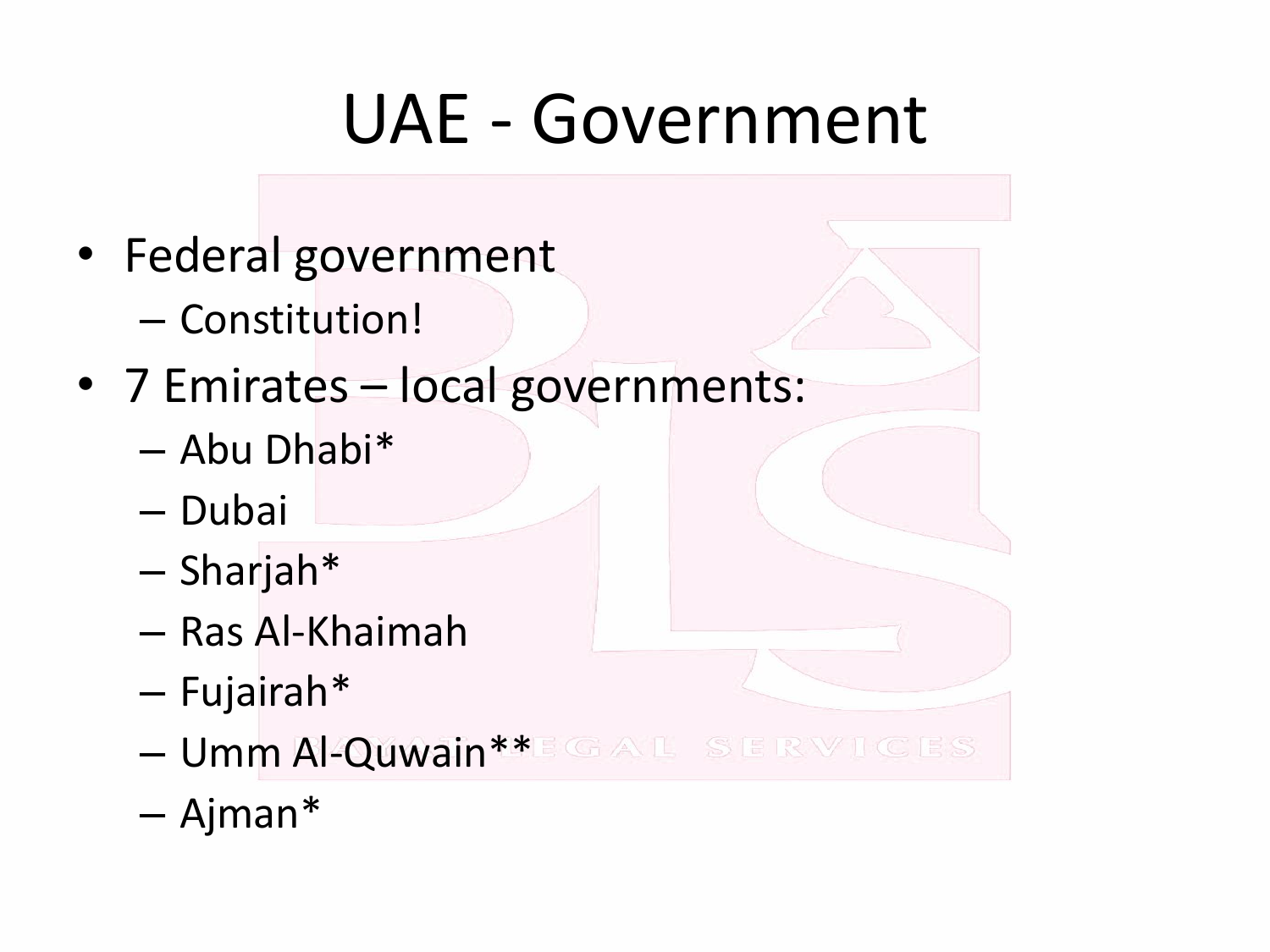# UAE - Government

- Federal government
  - Constitution!
- 7 Emirates – local governments:
  - Abu Dhabi*
  - Dubai
  - Sharjah*
  - Ras Al-Khaimah
  - Fujairah*
  - Umm Al-Quwain**
  - Ajman*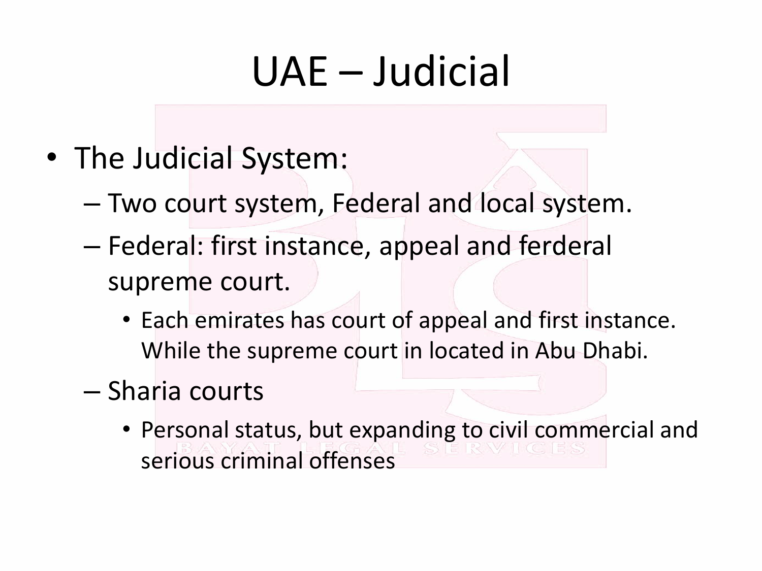# UAE – Judicial

- The Judicial System:
  - Two court system, Federal and local system.
  - Federal: first instance, appeal and ferderal supreme court.
    - Each emirates has court of appeal and first instance. While the supreme court in located in Abu Dhabi.
  - Sharia courts
    - Personal status, but expanding to civil commercial and serious criminal offenses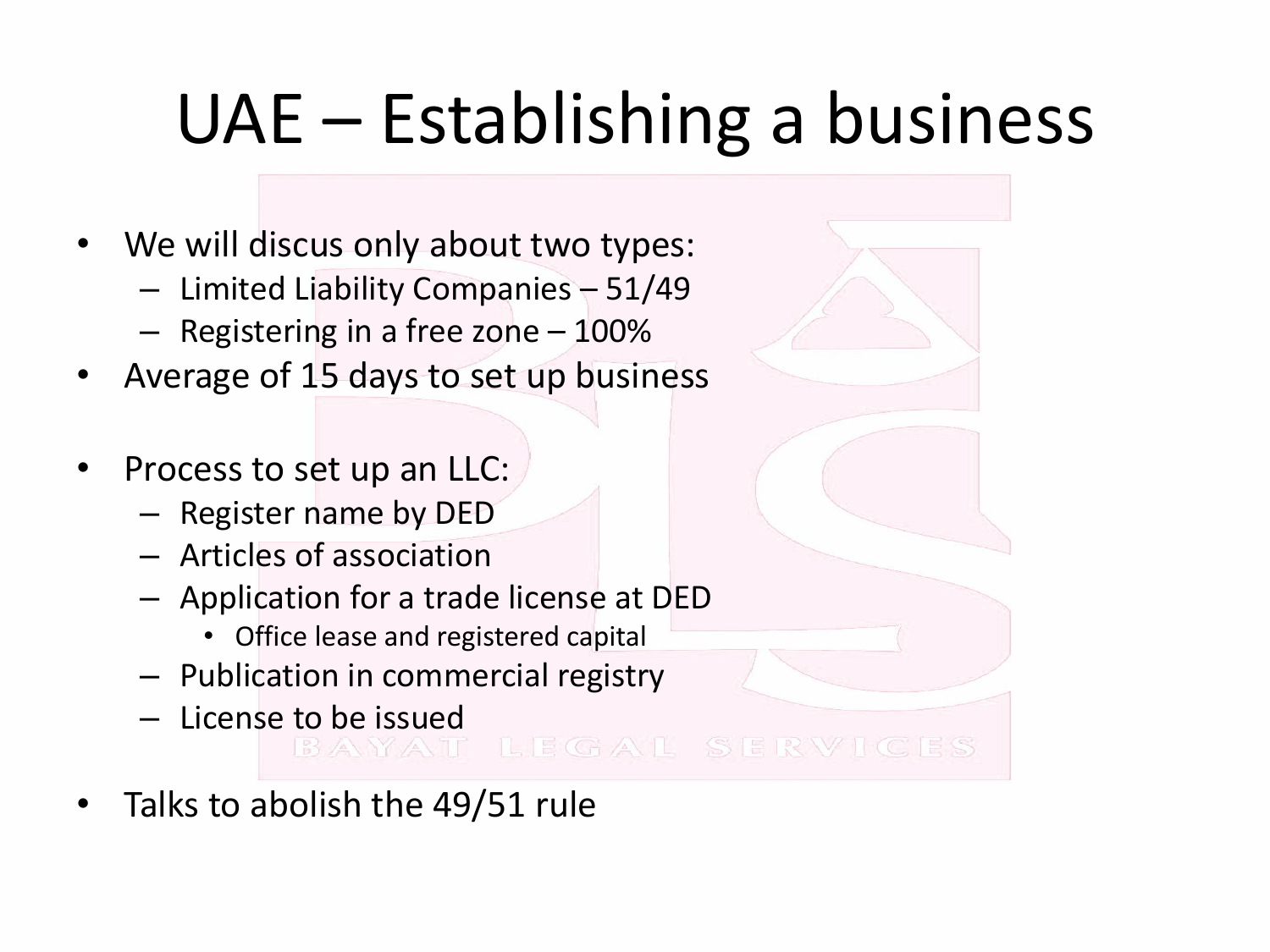# UAE – Establishing a business

- We will discus only about two types:
  - Limited Liability Companies – 51/49
  - Registering in a free zone – 100%
- Average of 15 days to set up business

- Process to set up an LLC:
  - Register name by DED
  - Articles of association
  - Application for a trade license at DED
    - Office lease and registered capital
  - Publication in commercial registry
  - License to be issued

- Talks to abolish the 49/51 rule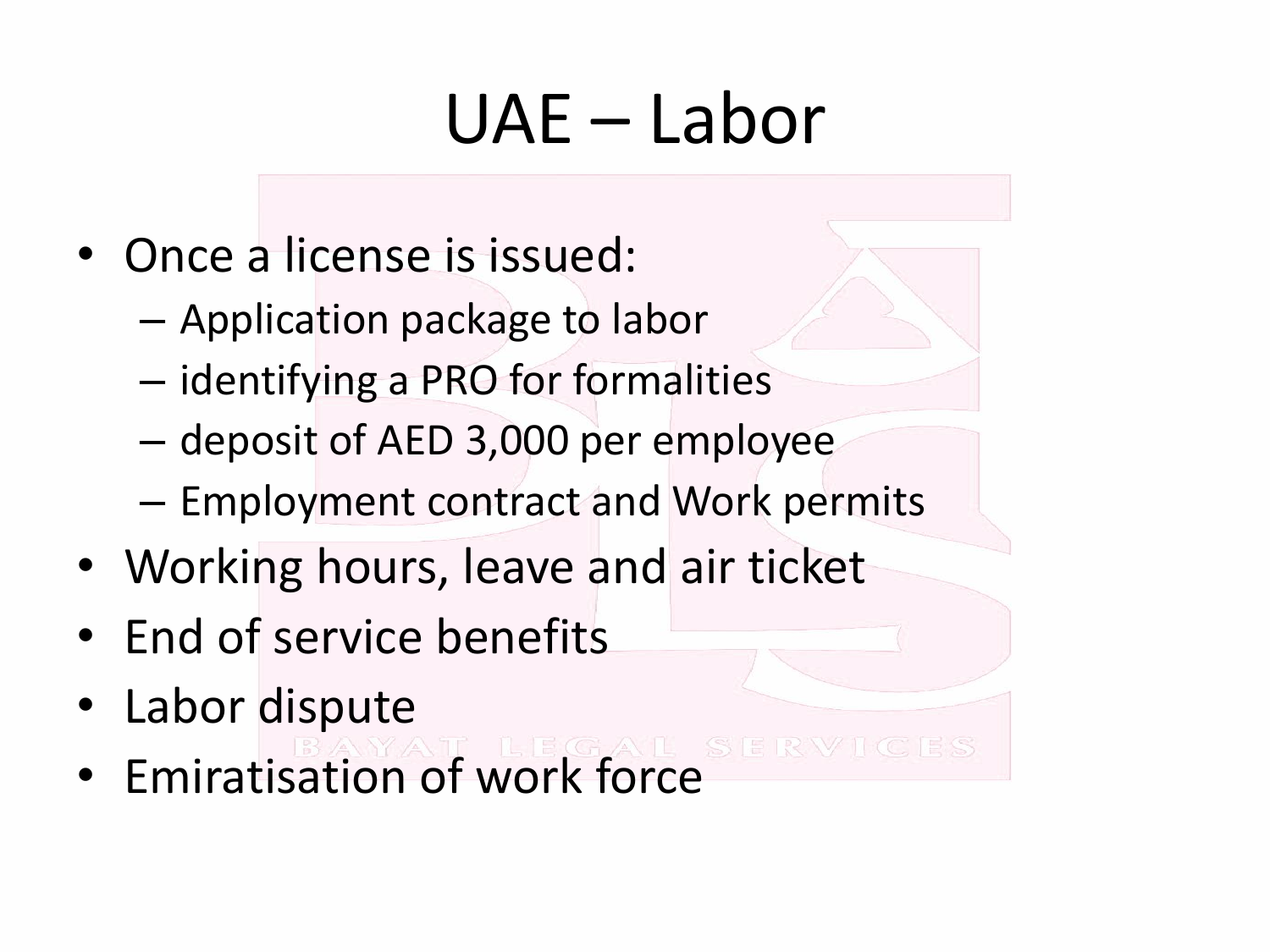# UAE – Labor

- Once a license is issued:
  - Application package to labor
  - identifying a PRO for formalities
  - deposit of AED 3,000 per employee
  - Employment contract and Work permits
- Working hours, leave and air ticket
- End of service benefits
- Labor dispute
- Emiratisation of work force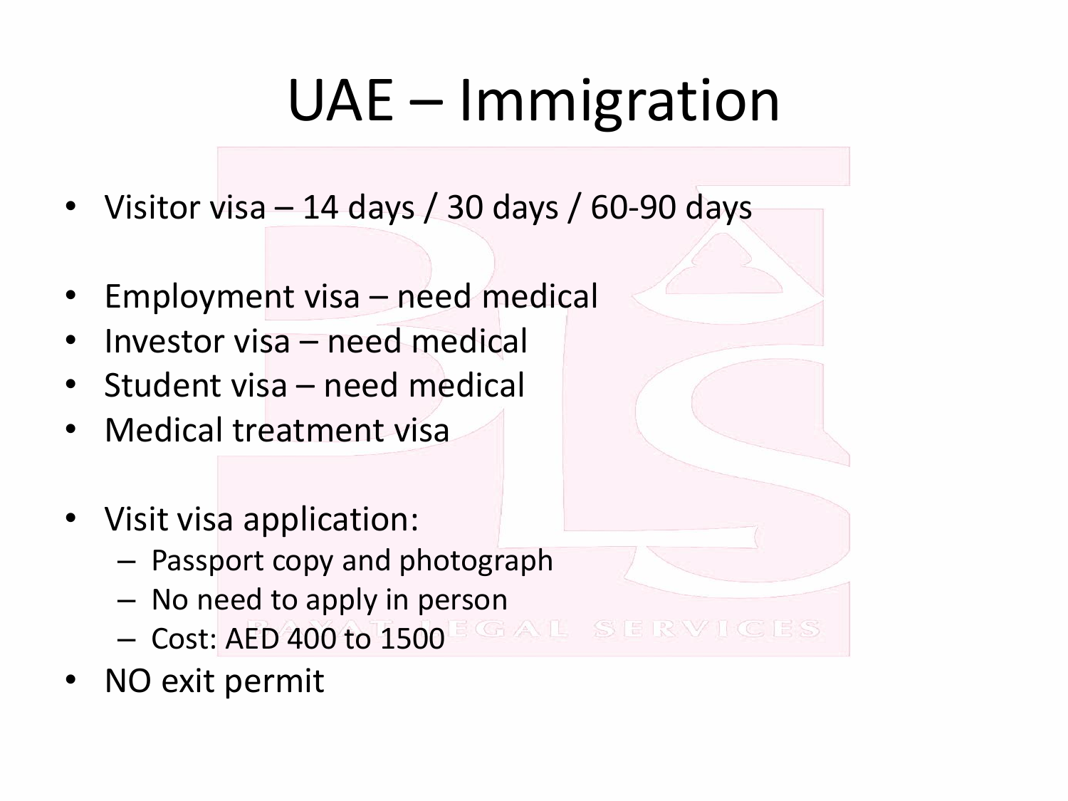# UAE – Immigration

- Visitor visa – 14 days / 30 days / 60-90 days

- Employment visa – need medical
- Investor visa – need medical
- Student visa – need medical
- Medical treatment visa

- Visit visa application:
  - Passport copy and photograph
  - No need to apply in person
  - Cost: AED 400 to 1500
- NO exit permit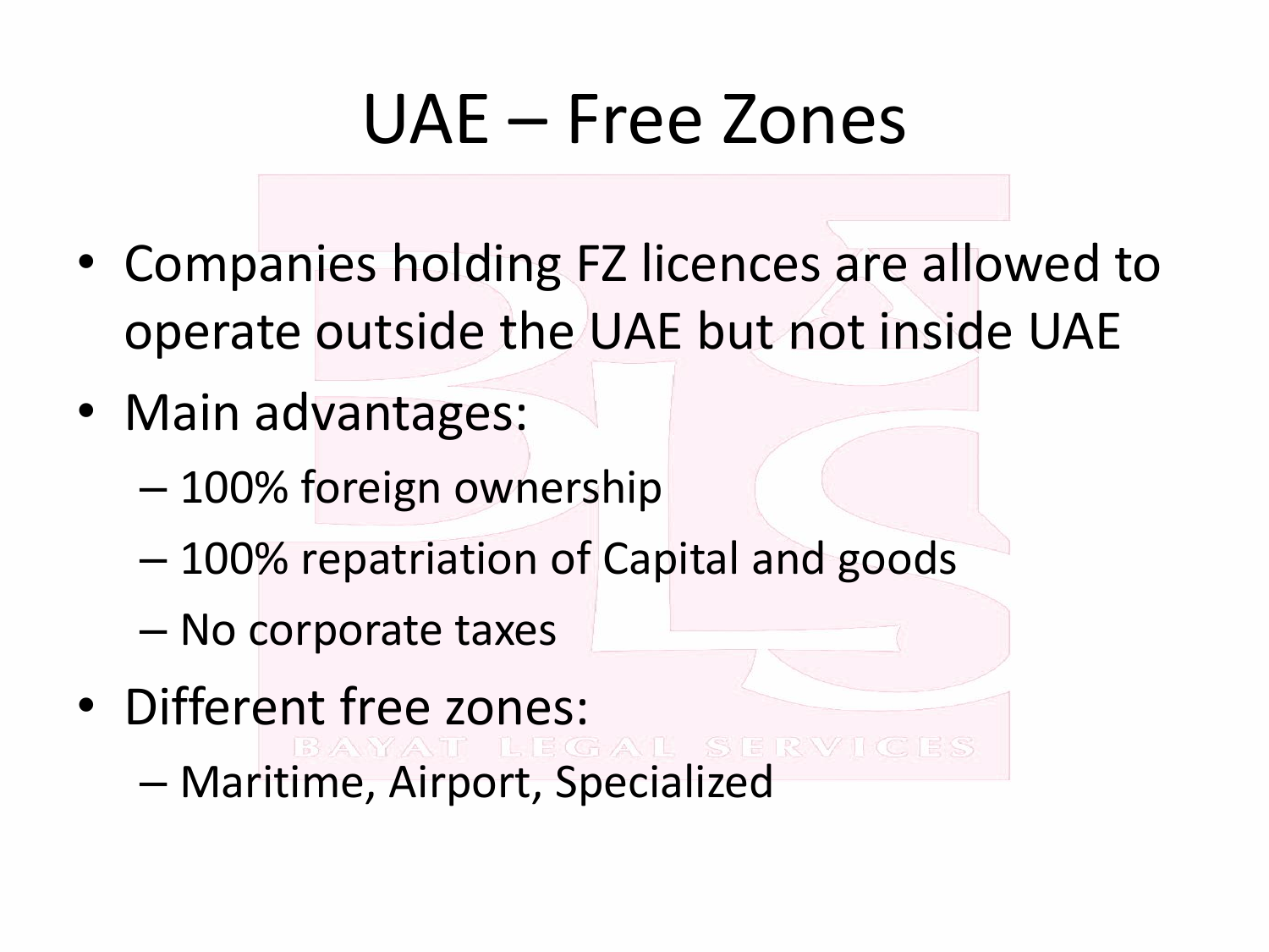# UAE – Free Zones

- Companies holding FZ licences are allowed to operate outside the UAE but not inside UAE
- Main advantages:
  - 100% foreign ownership
  - 100% repatriation of Capital and goods
  - No corporate taxes
- Different free zones:
  - Maritime, Airport, Specialized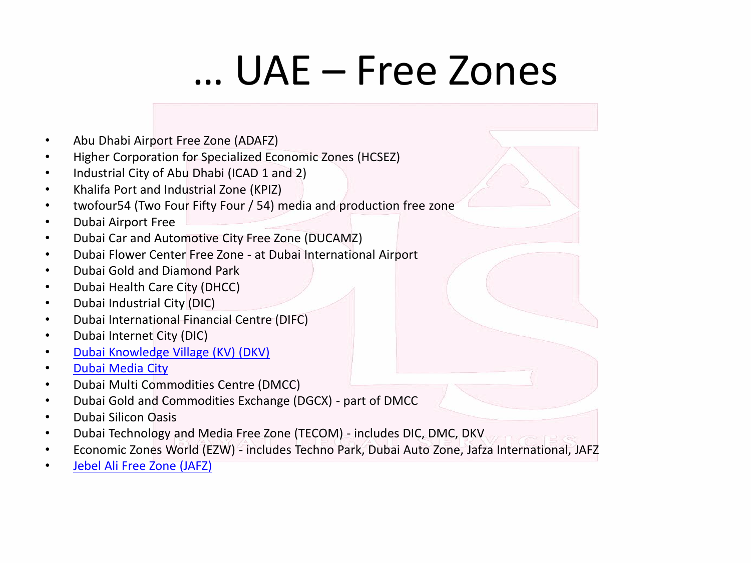# … UAE – Free Zones

- Abu Dhabi Airport Free Zone (ADAFZ)
- Higher Corporation for Specialized Economic Zones (HCSEZ)
- Industrial City of Abu Dhabi (ICAD 1 and 2)
- Khalifa Port and Industrial Zone (KPIZ)
- twofour54 (Two Four Fifty Four / 54) media and production free zone
- Dubai Airport Free
- Dubai Car and Automotive City Free Zone (DUCAMZ)
- Dubai Flower Center Free Zone - at Dubai International Airport
- Dubai Gold and Diamond Park
- Dubai Health Care City (DHCC)
- Dubai Industrial City (DIC)
- Dubai International Financial Centre (DIFC)
- Dubai Internet City (DIC)
- Dubai Knowledge Village (KV) (DKV)
- Dubai Media City
- Dubai Multi Commodities Centre (DMCC)
- Dubai Gold and Commodities Exchange (DGCX) - part of DMCC
- Dubai Silicon Oasis
- Dubai Technology and Media Free Zone (TECOM) - includes DIC, DMC, DKV
- Economic Zones World (EZW) - includes Techno Park, Dubai Auto Zone, Jafza International, JAFZ
- Jebel Ali Free Zone (JAFZ)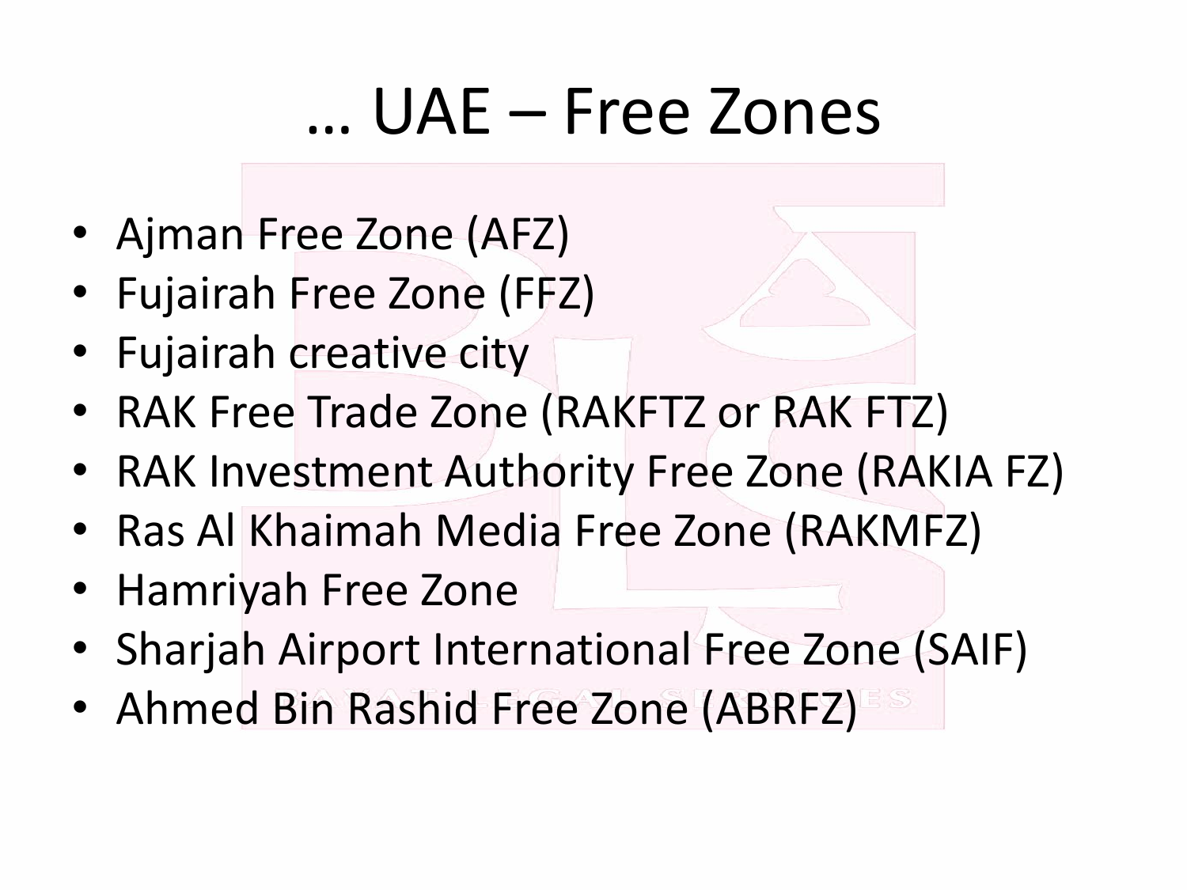# … UAE – Free Zones

- Ajman Free Zone (AFZ)
- Fujairah Free Zone (FFZ)
- Fujairah creative city
- RAK Free Trade Zone (RAKFTZ or RAK FTZ)
- RAK Investment Authority Free Zone (RAKIA FZ)
- Ras Al Khaimah Media Free Zone (RAKMFZ)
- Hamriyah Free Zone
- Sharjah Airport International Free Zone (SAIF)
- Ahmed Bin Rashid Free Zone (ABRFZ)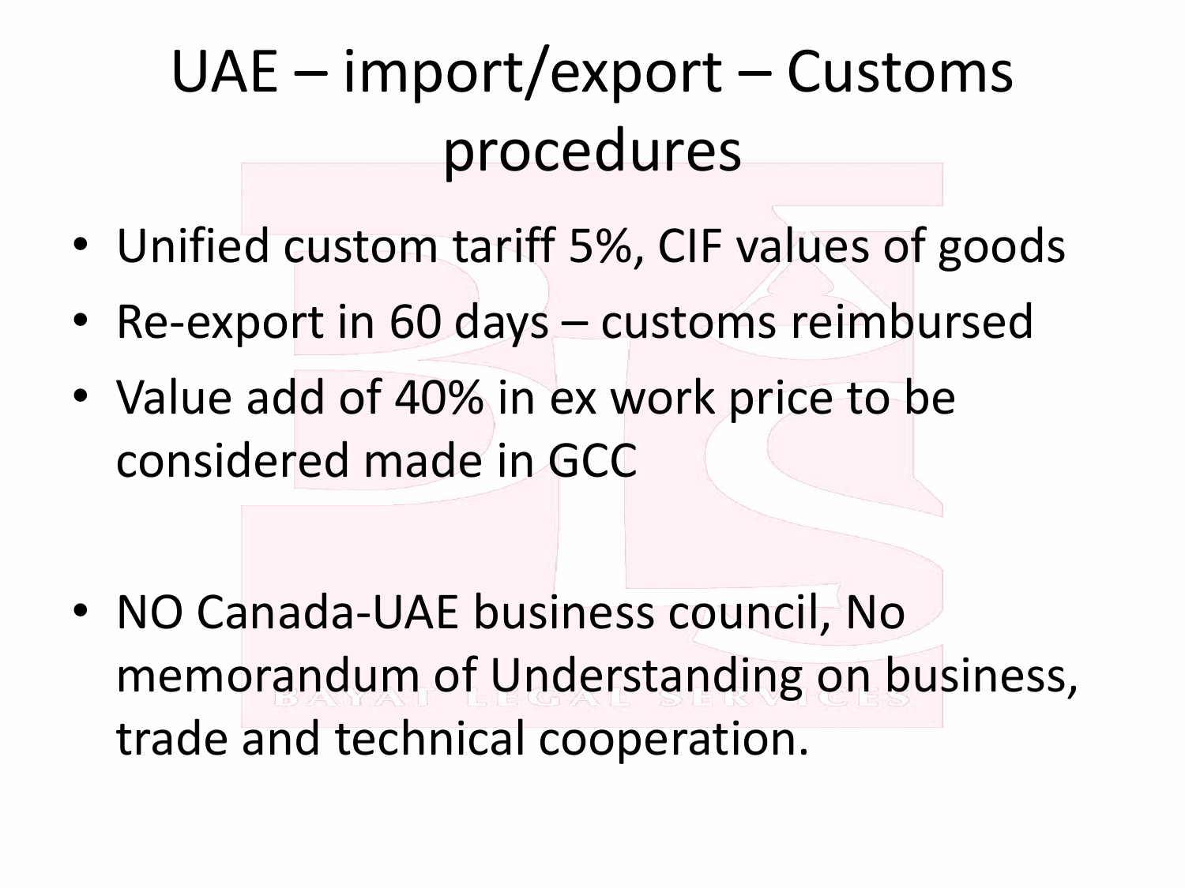# UAE – import/export – Customs procedures

- Unified custom tariff 5%, CIF values of goods
- Re-export in 60 days – customs reimbursed
- Value add of 40% in ex work price to be considered made in GCC

- NO Canada-UAE business council, No memorandum of Understanding on business, trade and technical cooperation.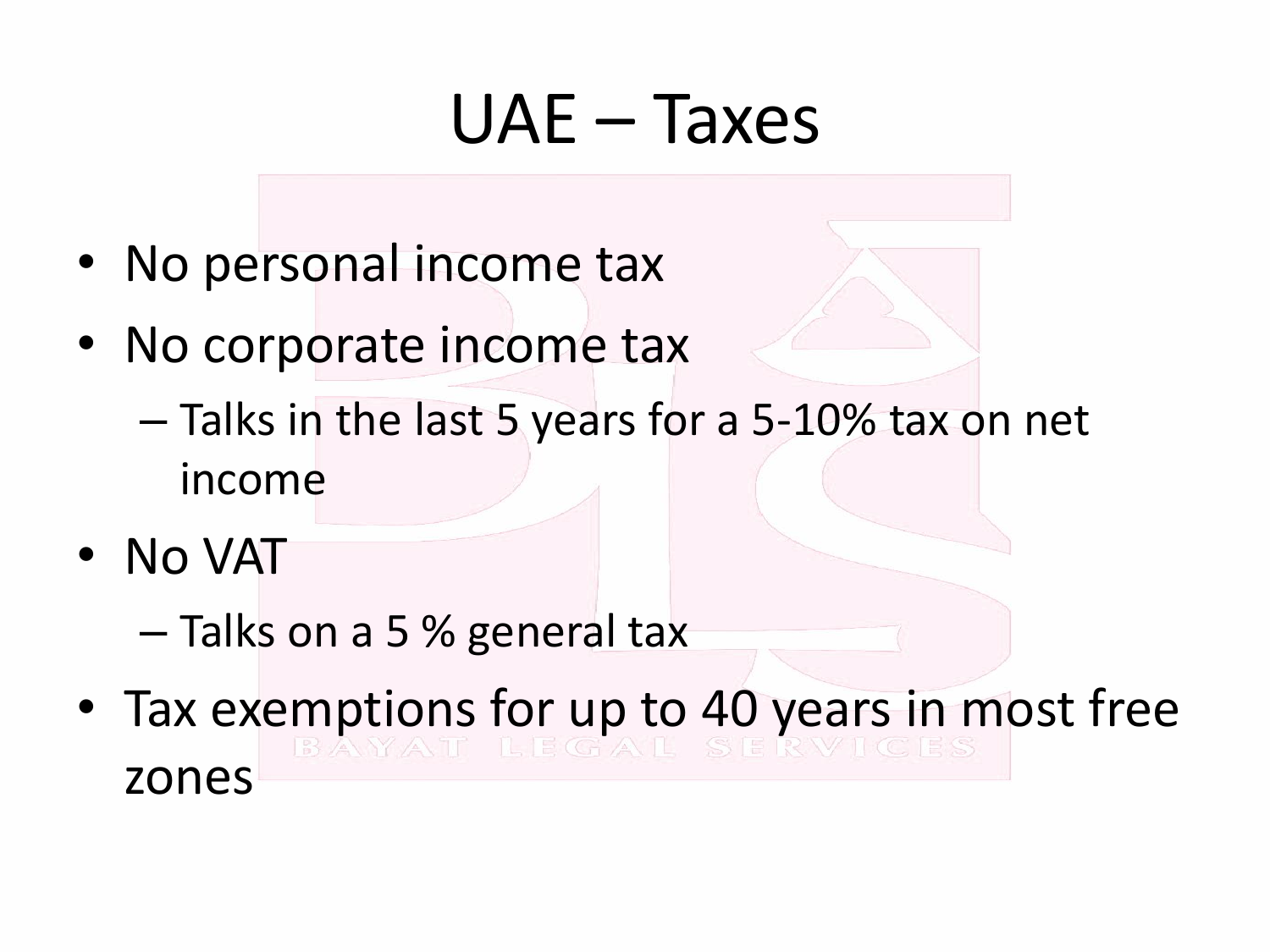# UAE – Taxes

- No personal income tax
- No corporate income tax
  - Talks in the last 5 years for a 5-10% tax on net income
- No VAT
  - Talks on a 5 % general tax
- Tax exemptions for up to 40 years in most free zones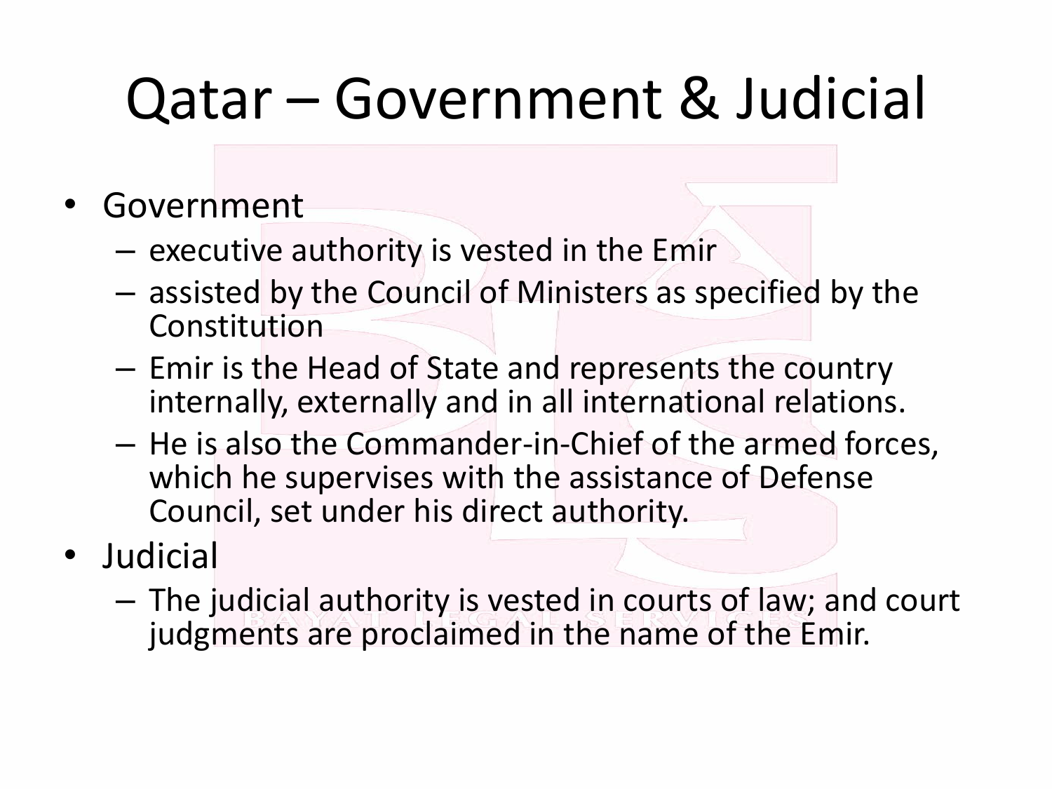# Qatar – Government & Judicial

- Government
  - executive authority is vested in the Emir
  - assisted by the Council of Ministers as specified by the Constitution
  - Emir is the Head of State and represents the country internally, externally and in all international relations.
  - He is also the Commander-in-Chief of the armed forces, which he supervises with the assistance of Defense Council, set under his direct authority.
- Judicial
  - The judicial authority is vested in courts of law; and court judgments are proclaimed in the name of the Emir.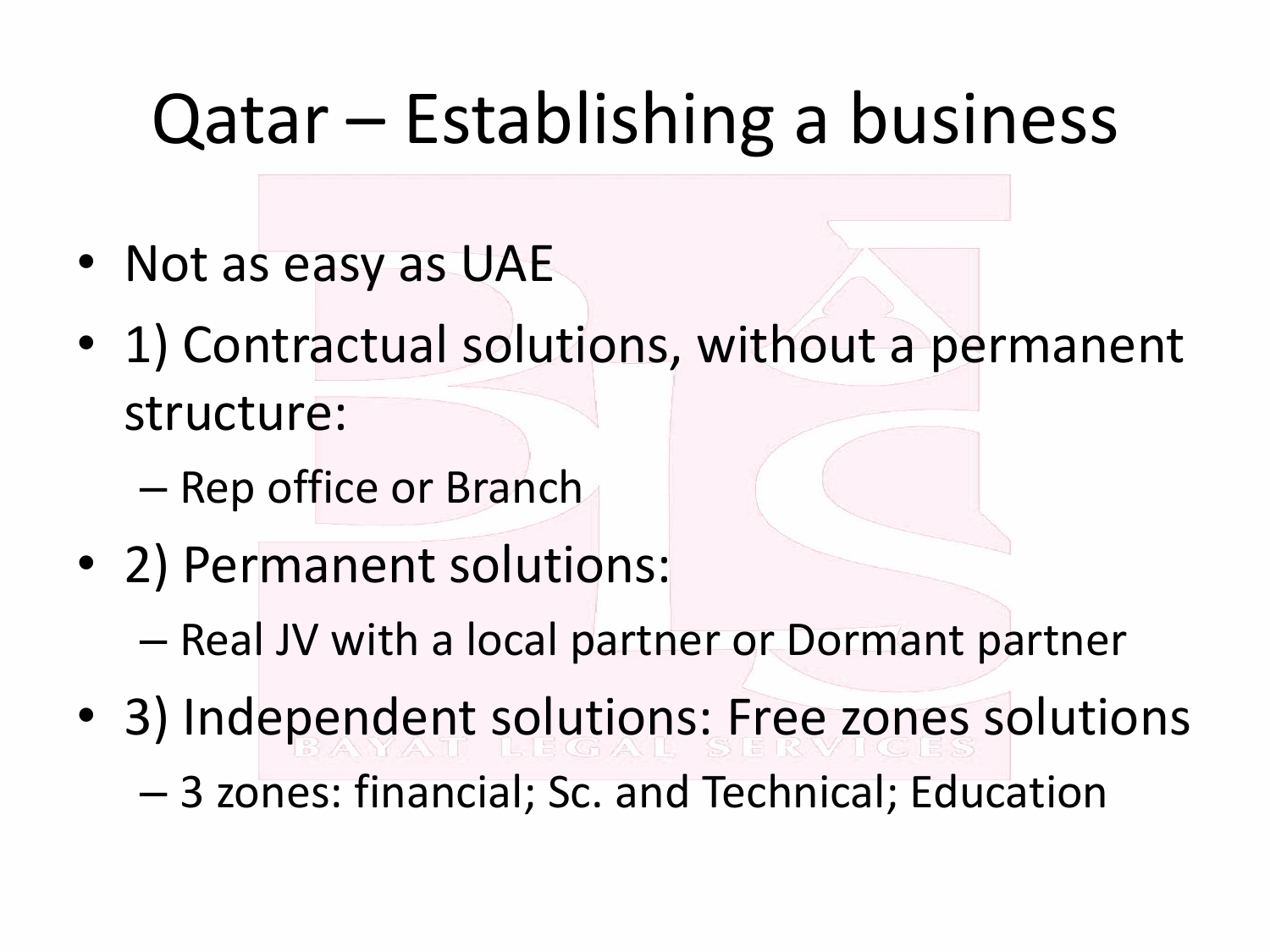# Qatar – Establishing a business

- Not as easy as UAE
- 1) Contractual solutions, without a permanent structure:
  - Rep office or Branch
- 2) Permanent solutions:
  - Real JV with a local partner or Dormant partner
- 3) Independent solutions: Free zones solutions
  - 3 zones: financial; Sc. and Technical; Education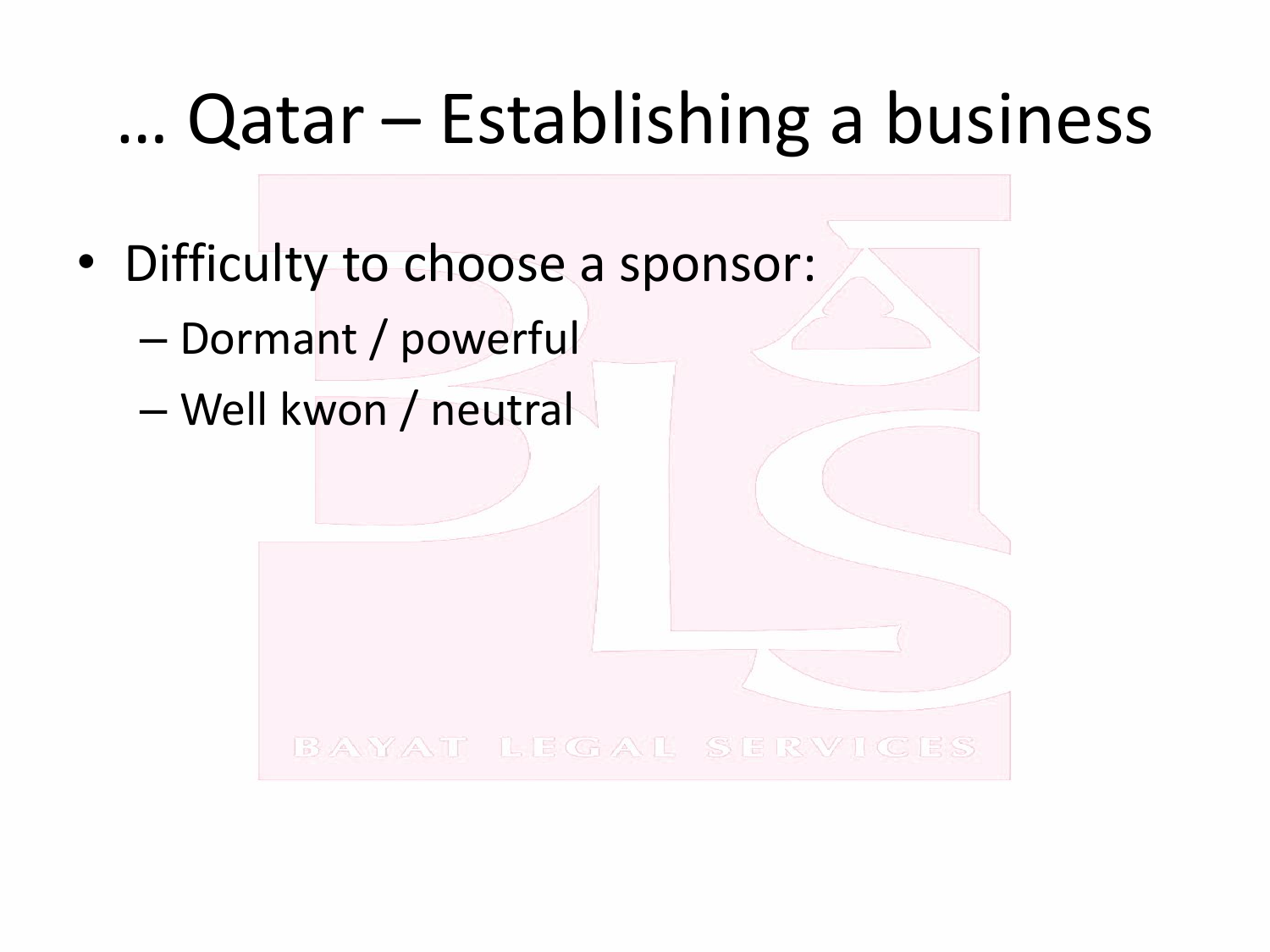# … Qatar – Establishing a business

- Difficulty to choose a sponsor:
  - Dormant / powerful
  - Well kwon / neutral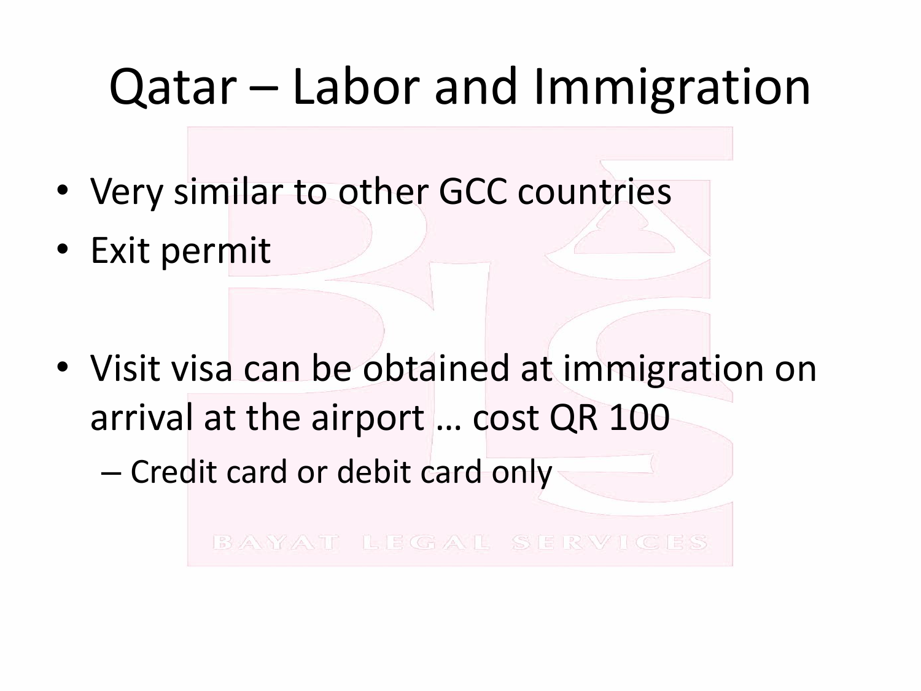# Qatar – Labor and Immigration

- Very similar to other GCC countries
- Exit permit

- Visit visa can be obtained at immigration on arrival at the airport … cost QR 100
  - Credit card or debit card only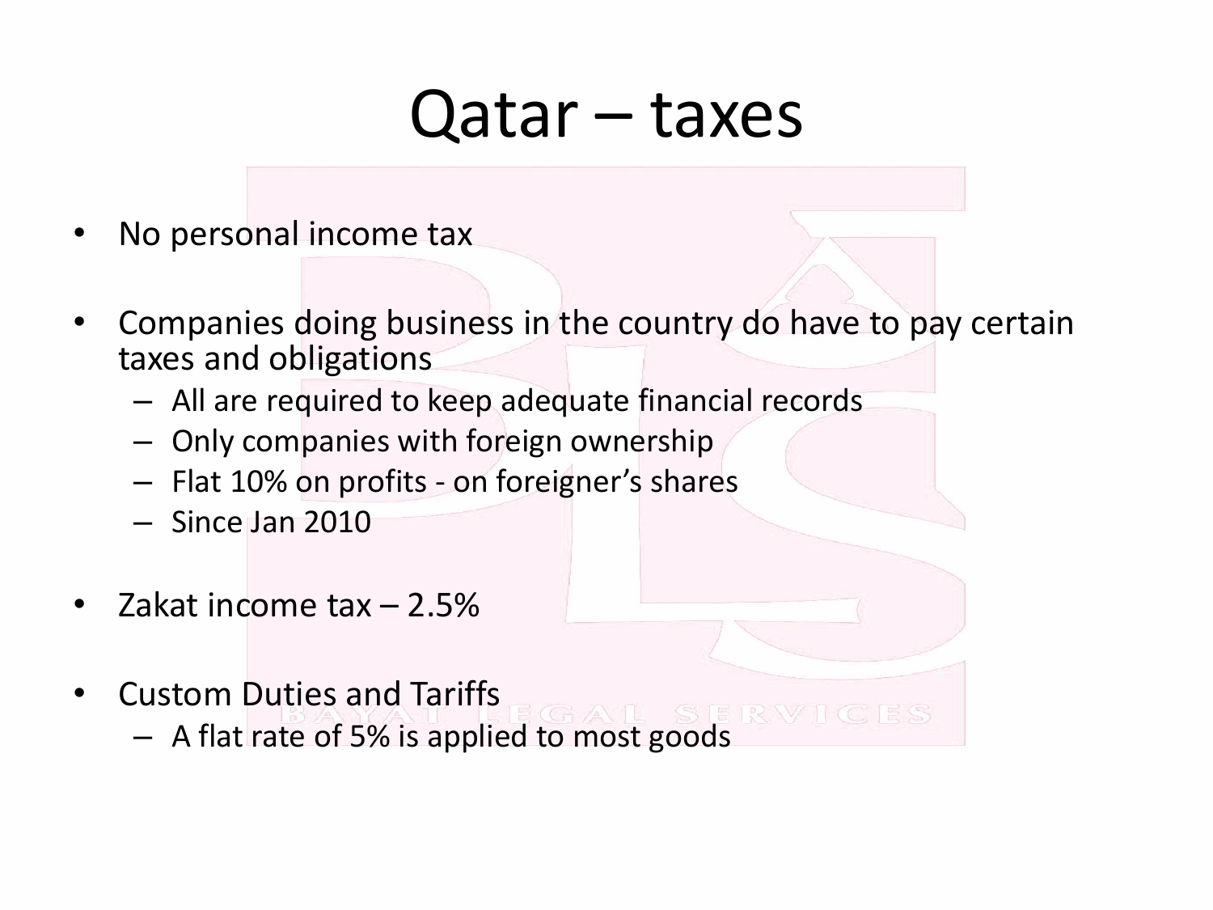# Qatar – taxes

- No personal income tax
- Companies doing business in the country do have to pay certain taxes and obligations
  - All are required to keep adequate financial records
  - Only companies with foreign ownership
  - Flat 10% on profits - on foreigner's shares
  - Since Jan 2010
- Zakat income tax – 2.5%
- Custom Duties and Tariffs
  - A flat rate of 5% is applied to most goods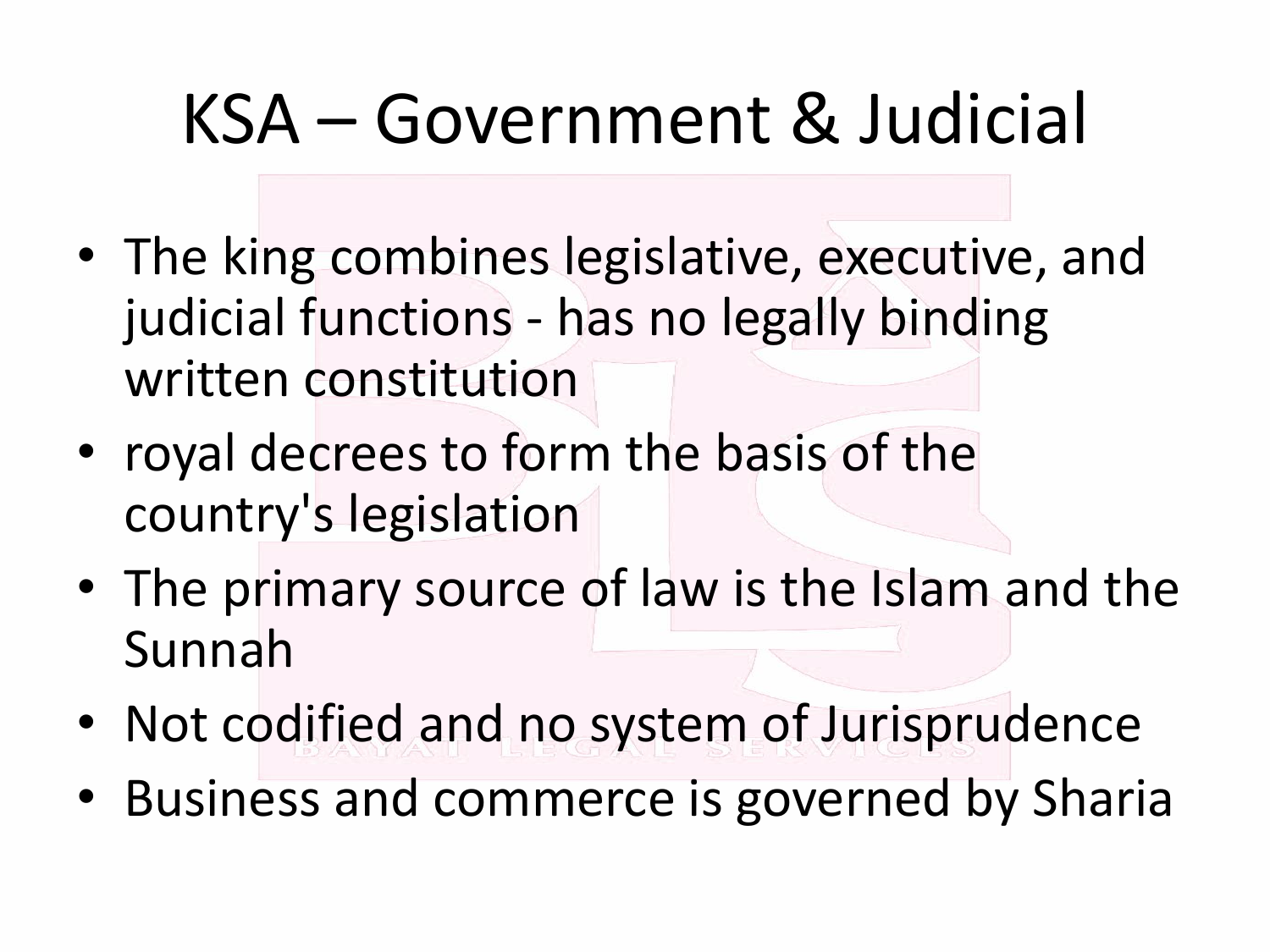# KSA – Government & Judicial

- The king combines legislative, executive, and judicial functions - has no legally binding written constitution
- royal decrees to form the basis of the country's legislation
- The primary source of law is the Islam and the Sunnah
- Not codified and no system of Jurisprudence
- Business and commerce is governed by Sharia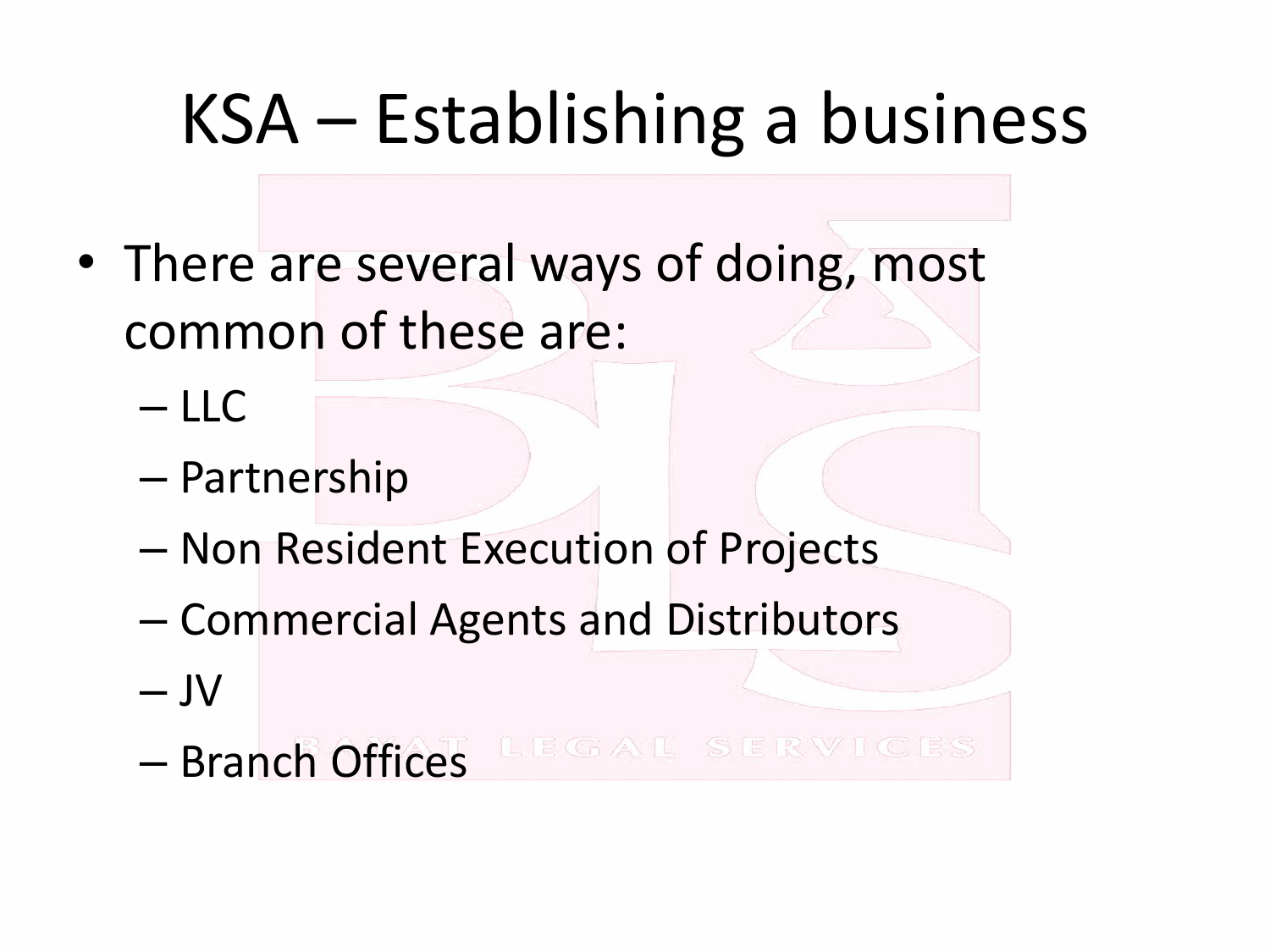# KSA – Establishing a business

- There are several ways of doing, most common of these are:
  - LLC
  - Partnership
  - Non Resident Execution of Projects
  - Commercial Agents and Distributors
  - JV
  - Branch Offices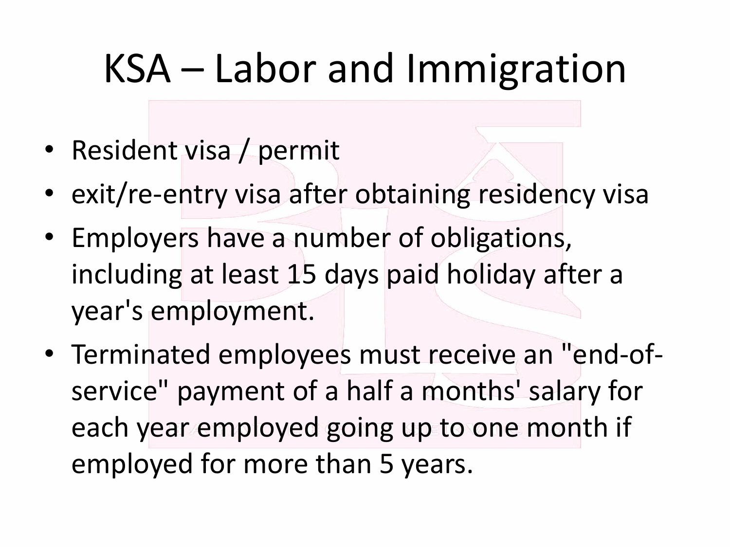# KSA – Labor and Immigration

- Resident visa / permit
- exit/re-entry visa after obtaining residency visa
- Employers have a number of obligations, including at least 15 days paid holiday after a year's employment.
- Terminated employees must receive an "end-of-service" payment of a half a months' salary for each year employed going up to one month if employed for more than 5 years.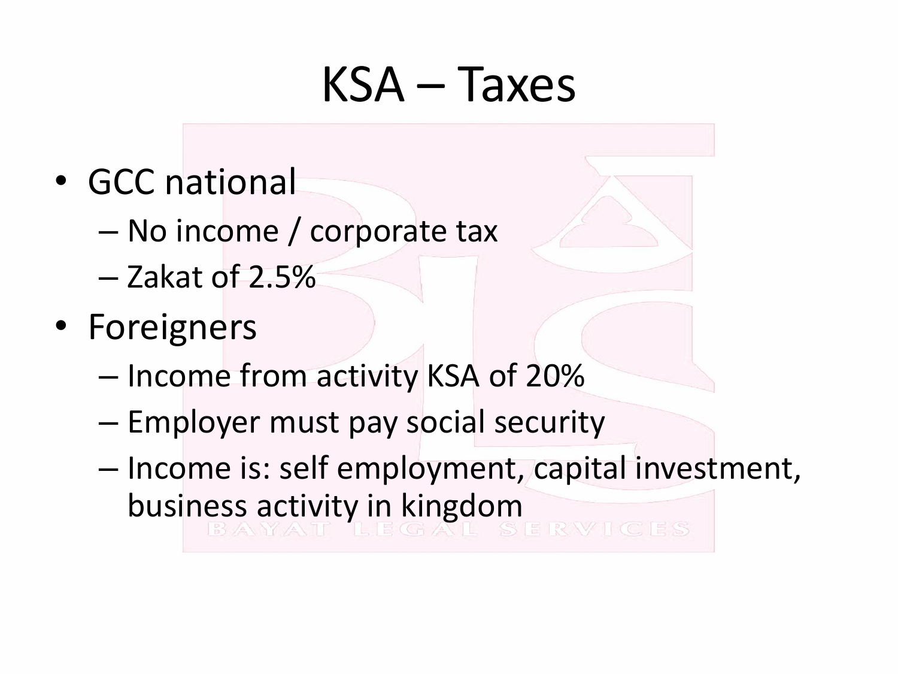# KSA – Taxes

- GCC national
  - No income / corporate tax
  - Zakat of 2.5%
- Foreigners
  - Income from activity KSA of 20%
  - Employer must pay social security
  - Income is: self employment, capital investment, business activity in kingdom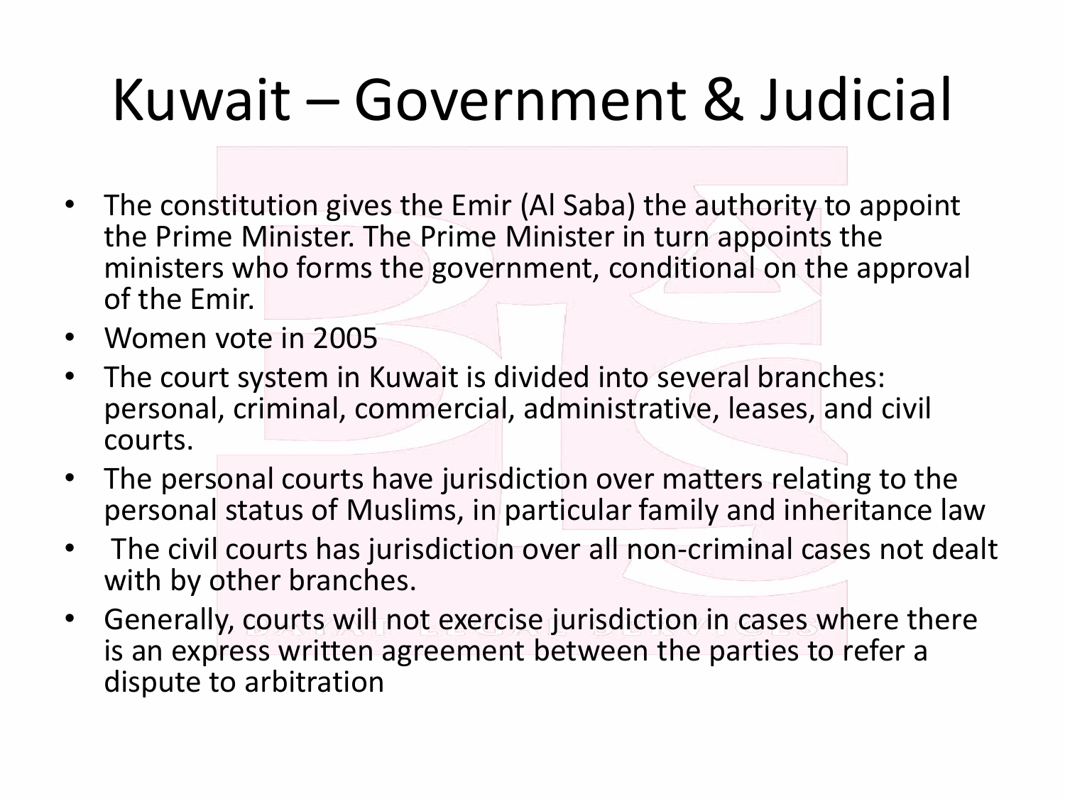# Kuwait – Government & Judicial

- The constitution gives the Emir (Al Saba) the authority to appoint the Prime Minister. The Prime Minister in turn appoints the ministers who forms the government, conditional on the approval of the Emir.
- Women vote in 2005
- The court system in Kuwait is divided into several branches: personal, criminal, commercial, administrative, leases, and civil courts.
- The personal courts have jurisdiction over matters relating to the personal status of Muslims, in particular family and inheritance law
- The civil courts has jurisdiction over all non-criminal cases not dealt with by other branches.
- Generally, courts will not exercise jurisdiction in cases where there is an express written agreement between the parties to refer a dispute to arbitration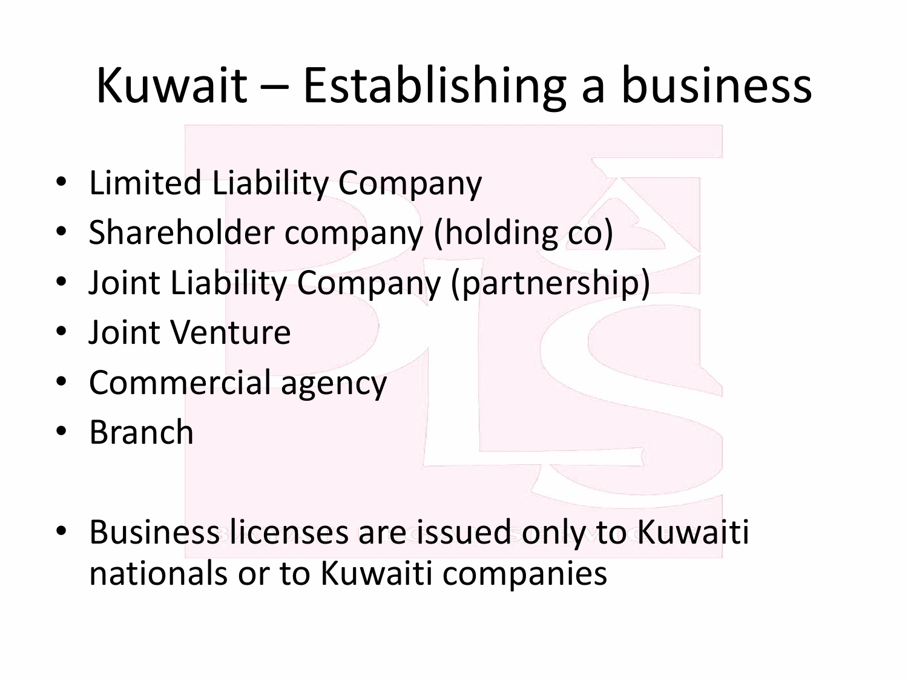# Kuwait – Establishing a business

- Limited Liability Company
- Shareholder company (holding co)
- Joint Liability Company (partnership)
- Joint Venture
- Commercial agency
- Branch

- Business licenses are issued only to Kuwaiti nationals or to Kuwaiti companies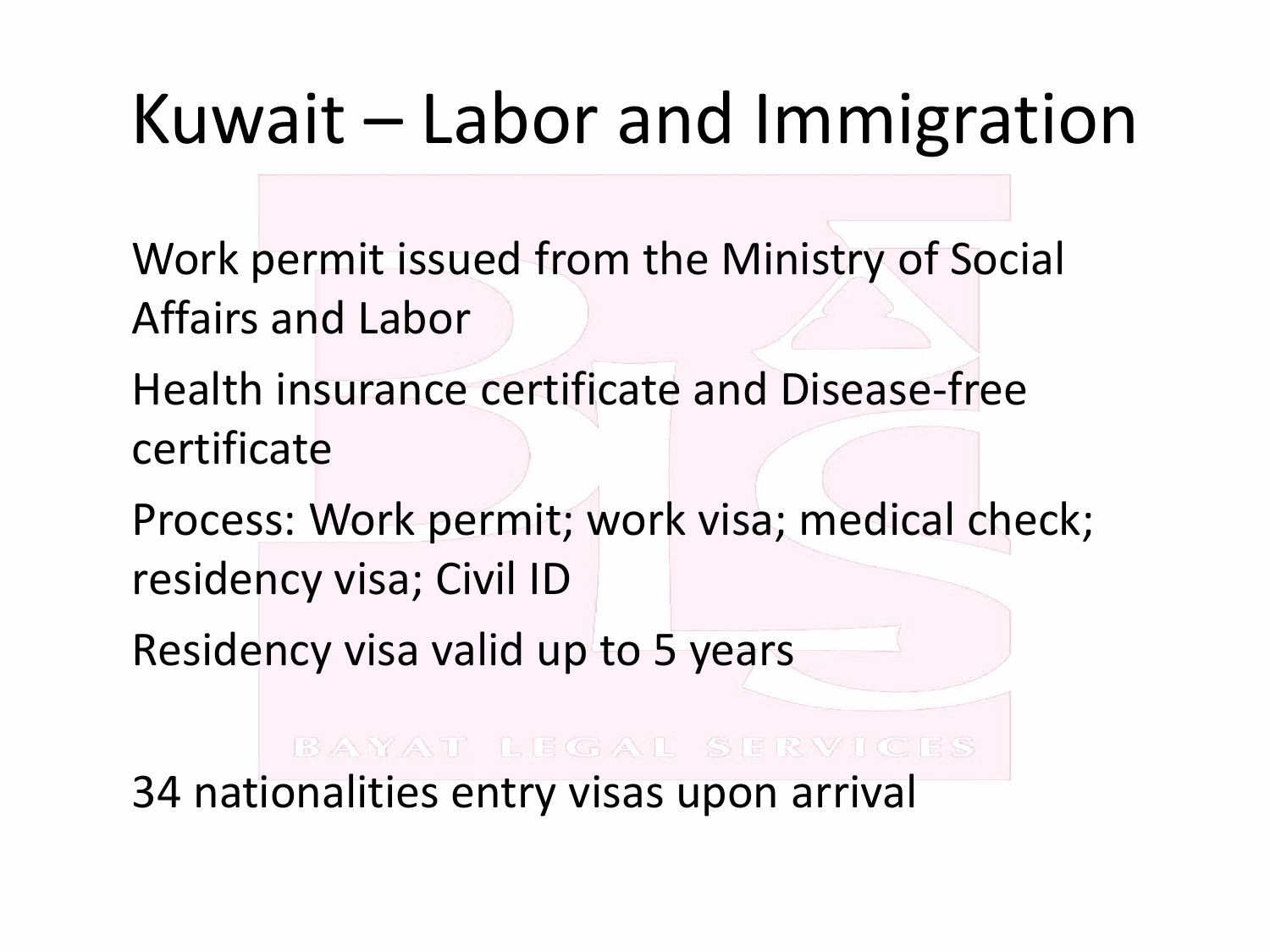# Kuwait – Labor and Immigration

Work permit issued from the Ministry of Social Affairs and Labor

Health insurance certificate and Disease-free certificate

Process: Work permit; work visa; medical check; residency visa; Civil ID

Residency visa valid up to 5 years

34 nationalities entry visas upon arrival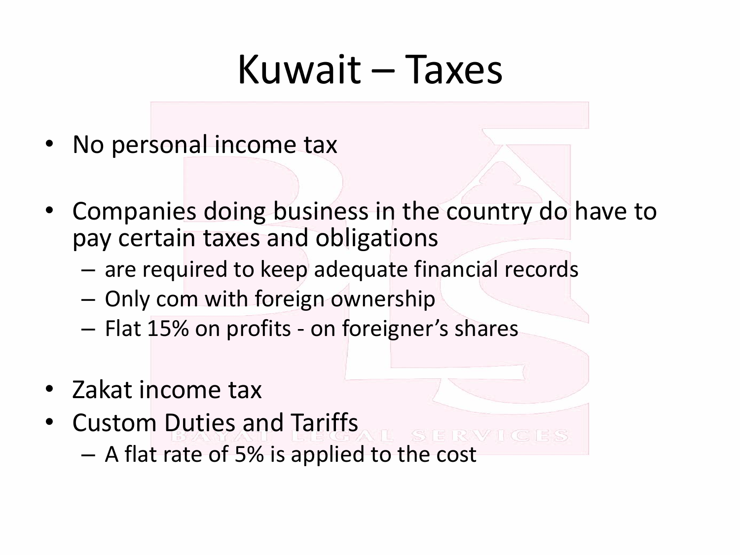# Kuwait – Taxes

- No personal income tax

- Companies doing business in the country do have to pay certain taxes and obligations
  - are required to keep adequate financial records
  - Only com with foreign ownership
  - Flat 15% on profits - on foreigner's shares

- Zakat income tax
- Custom Duties and Tariffs
  - A flat rate of 5% is applied to the cost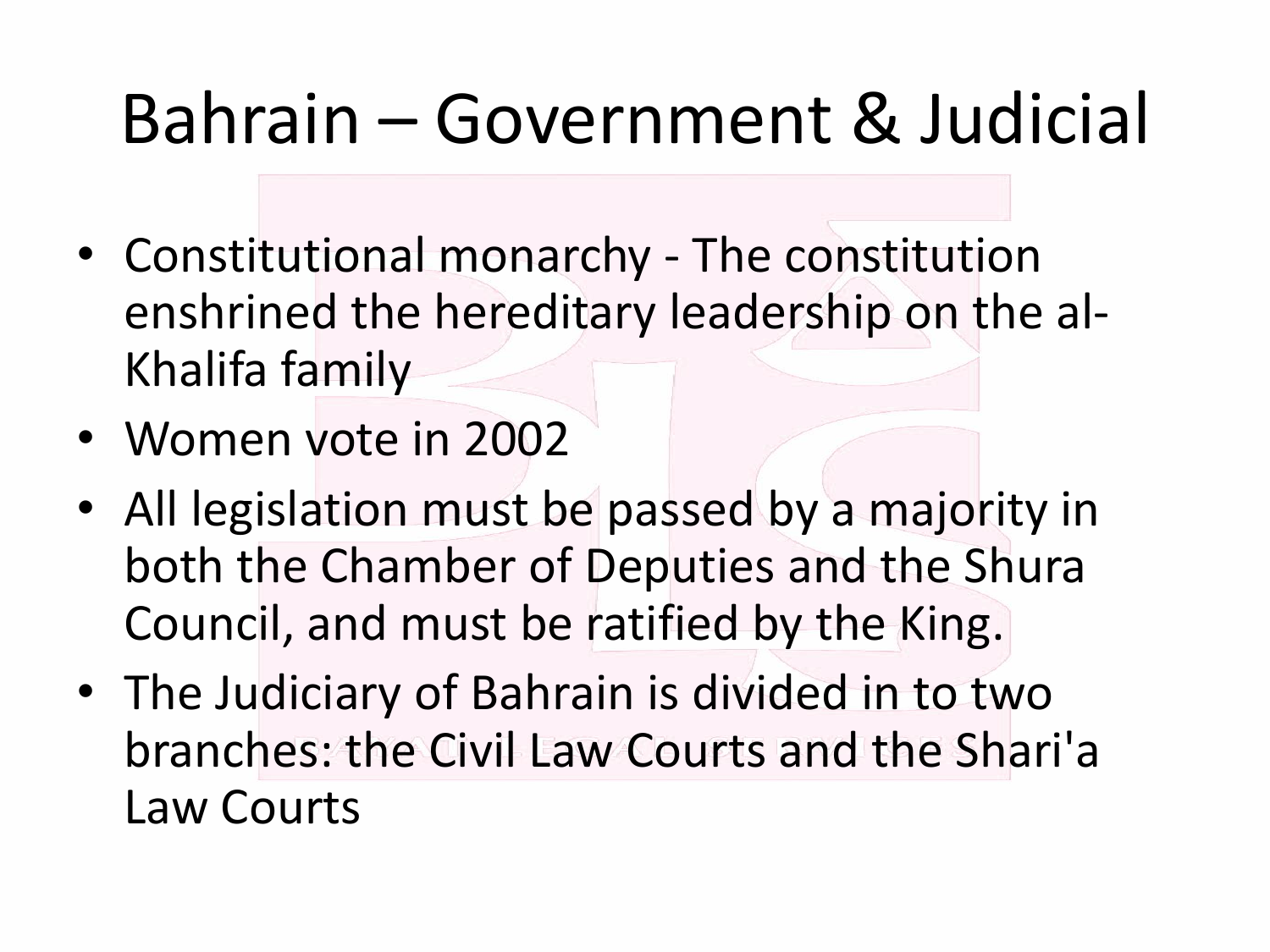# Bahrain – Government & Judicial

- Constitutional monarchy - The constitution enshrined the hereditary leadership on the al-Khalifa family
- Women vote in 2002
- All legislation must be passed by a majority in both the Chamber of Deputies and the Shura Council, and must be ratified by the King.
- The Judiciary of Bahrain is divided in to two branches: the Civil Law Courts and the Shari'a Law Courts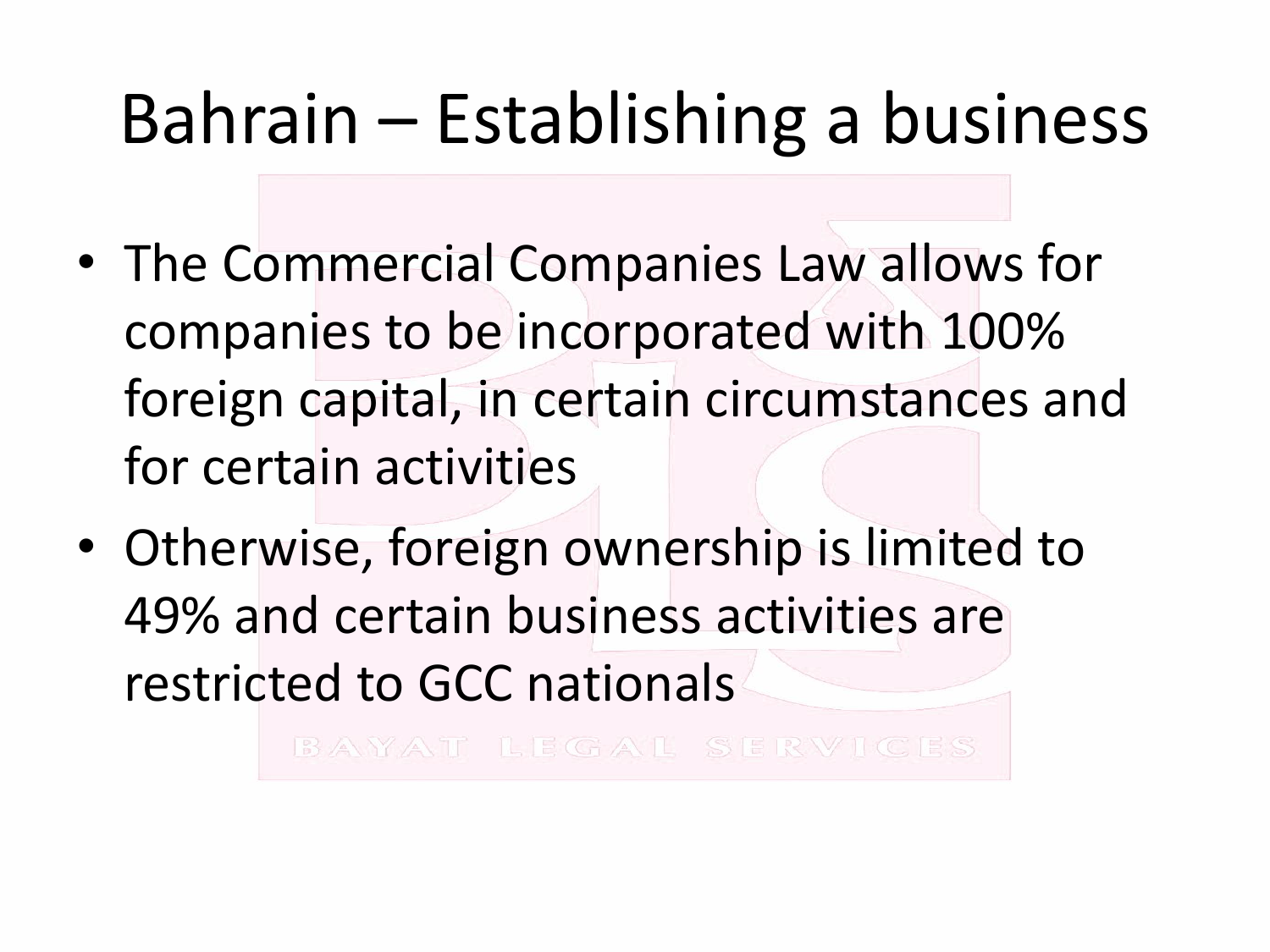# Bahrain – Establishing a business

- The Commercial Companies Law allows for companies to be incorporated with 100% foreign capital, in certain circumstances and for certain activities
- Otherwise, foreign ownership is limited to 49% and certain business activities are restricted to GCC nationals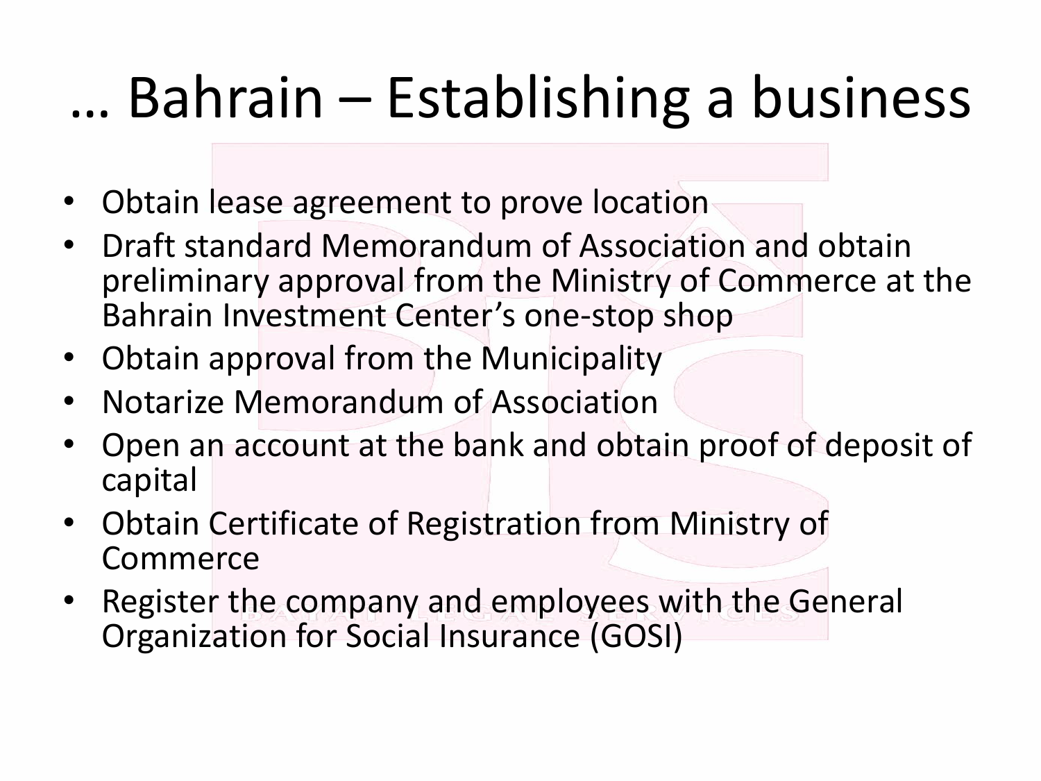# … Bahrain – Establishing a business

- Obtain lease agreement to prove location
- Draft standard Memorandum of Association and obtain preliminary approval from the Ministry of Commerce at the Bahrain Investment Center's one-stop shop
- Obtain approval from the Municipality
- Notarize Memorandum of Association
- Open an account at the bank and obtain proof of deposit of capital
- Obtain Certificate of Registration from Ministry of Commerce
- Register the company and employees with the General Organization for Social Insurance (GOSI)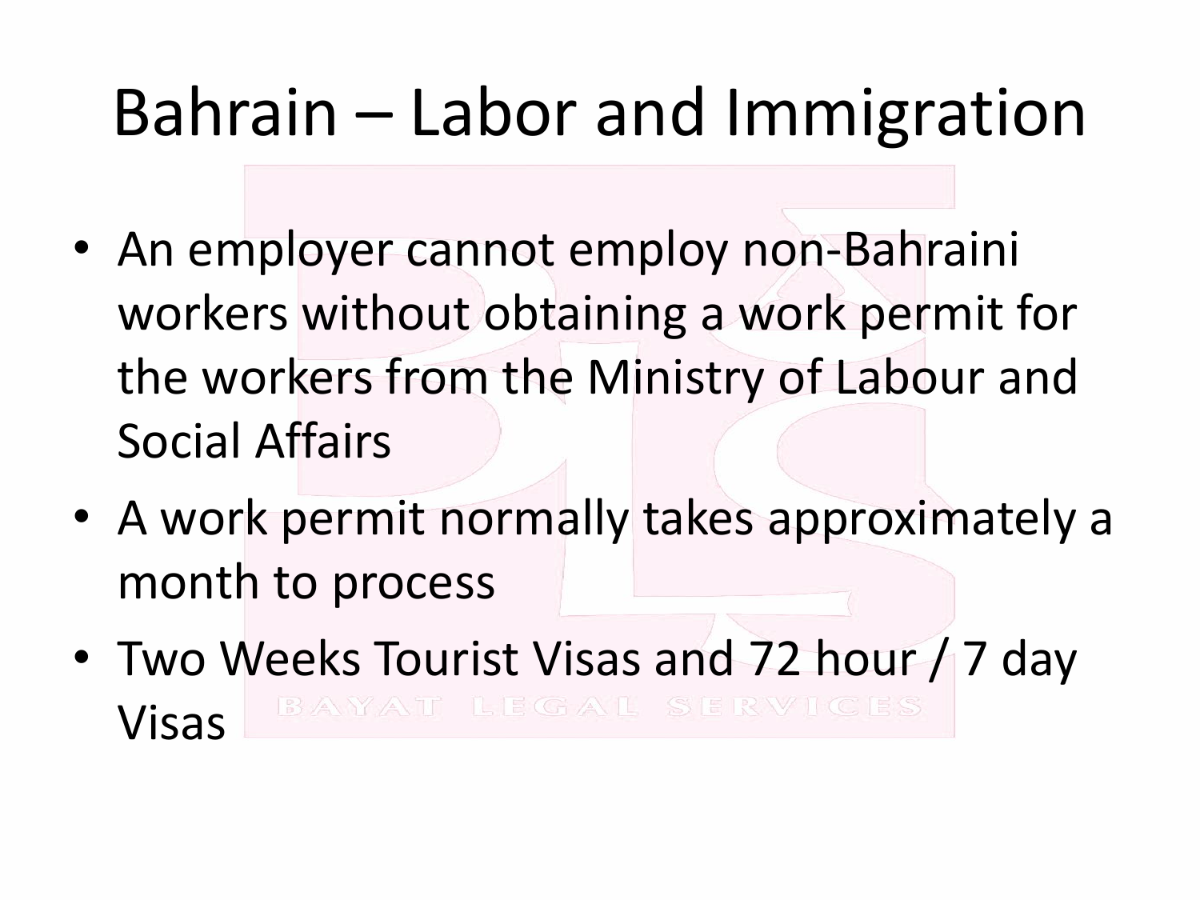# Bahrain – Labor and Immigration

- An employer cannot employ non-Bahraini workers without obtaining a work permit for the workers from the Ministry of Labour and Social Affairs
- A work permit normally takes approximately a month to process
- Two Weeks Tourist Visas and 72 hour / 7 day Visas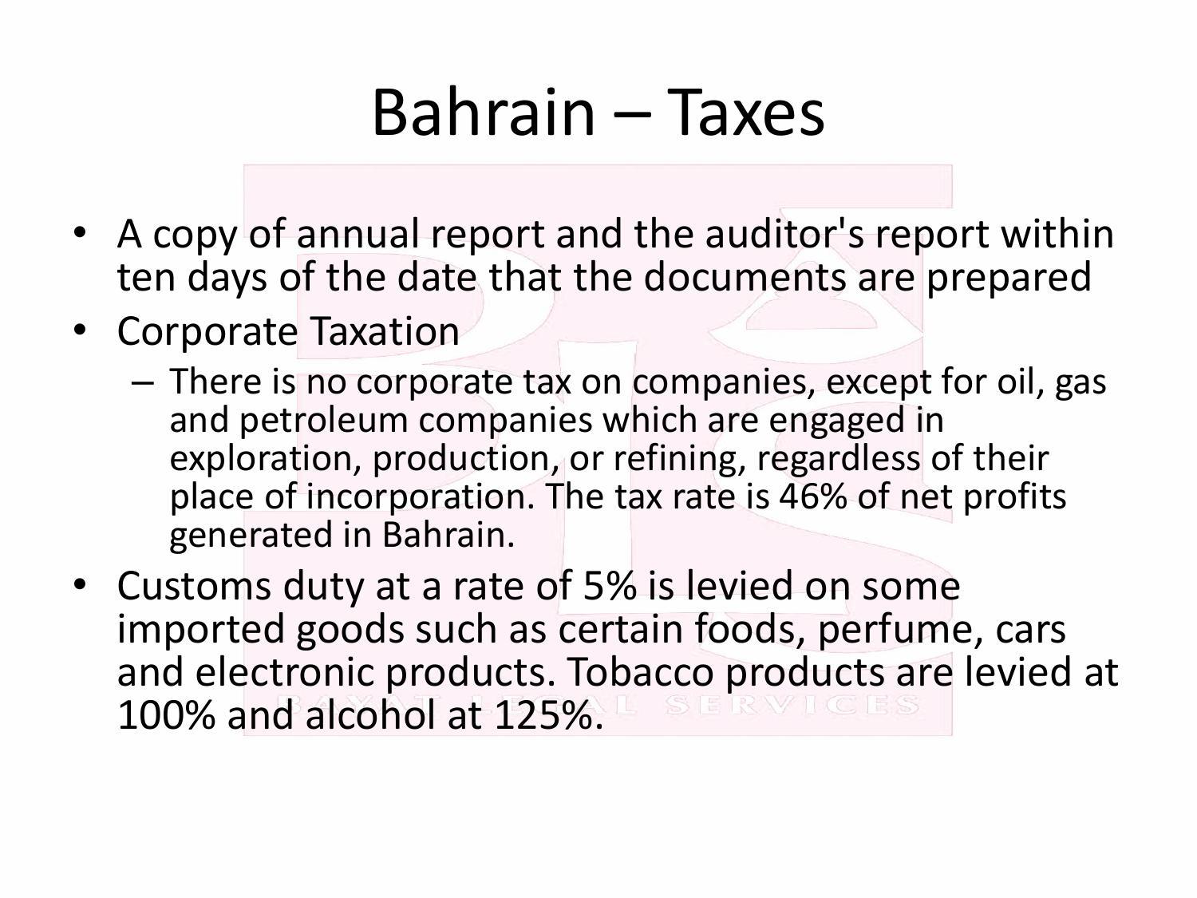# Bahrain – Taxes

- A copy of annual report and the auditor's report within ten days of the date that the documents are prepared
- Corporate Taxation
  - There is no corporate tax on companies, except for oil, gas and petroleum companies which are engaged in exploration, production, or refining, regardless of their place of incorporation. The tax rate is 46% of net profits generated in Bahrain.
- Customs duty at a rate of 5% is levied on some imported goods such as certain foods, perfume, cars and electronic products. Tobacco products are levied at 100% and alcohol at 125%.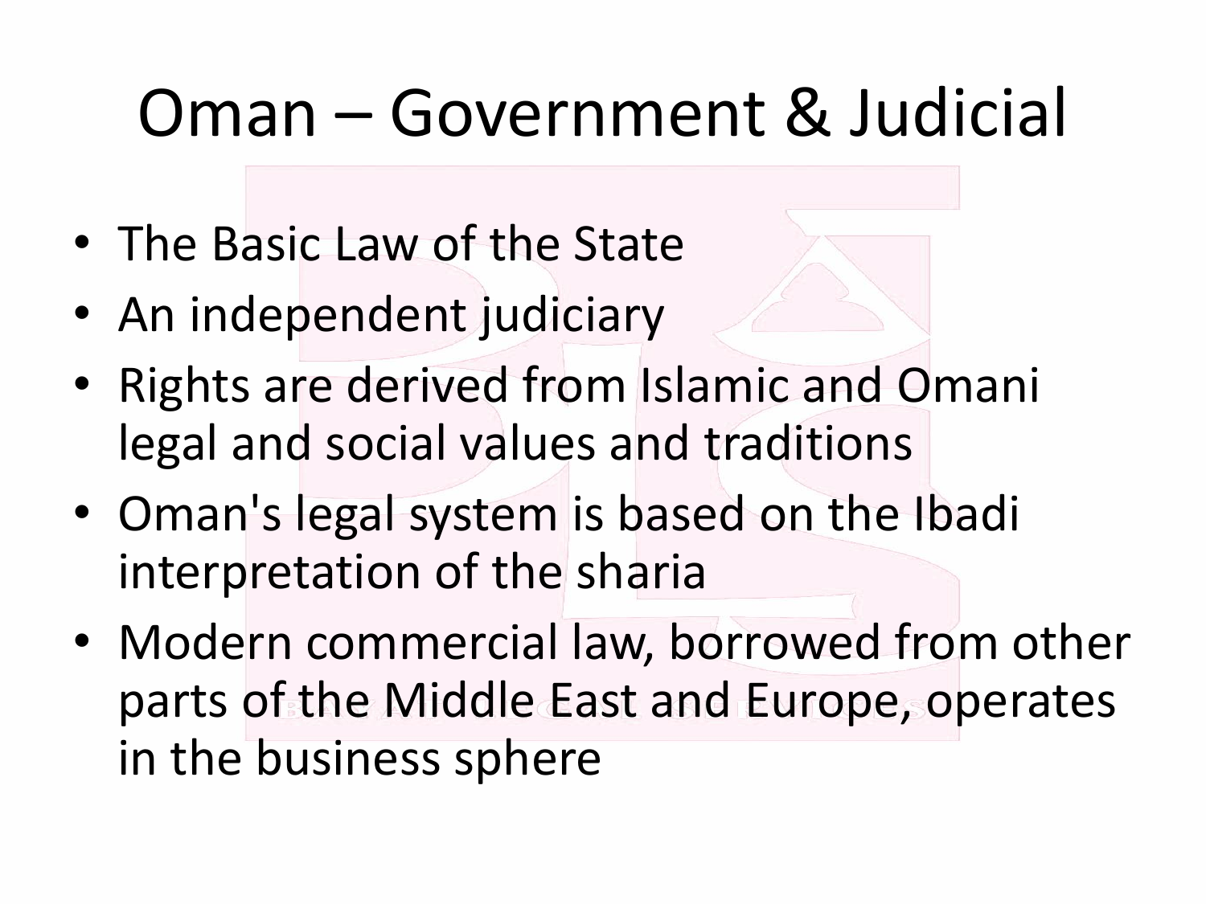# Oman – Government & Judicial

- The Basic Law of the State
- An independent judiciary
- Rights are derived from Islamic and Omani legal and social values and traditions
- Oman's legal system is based on the Ibadi interpretation of the sharia
- Modern commercial law, borrowed from other parts of the Middle East and Europe, operates in the business sphere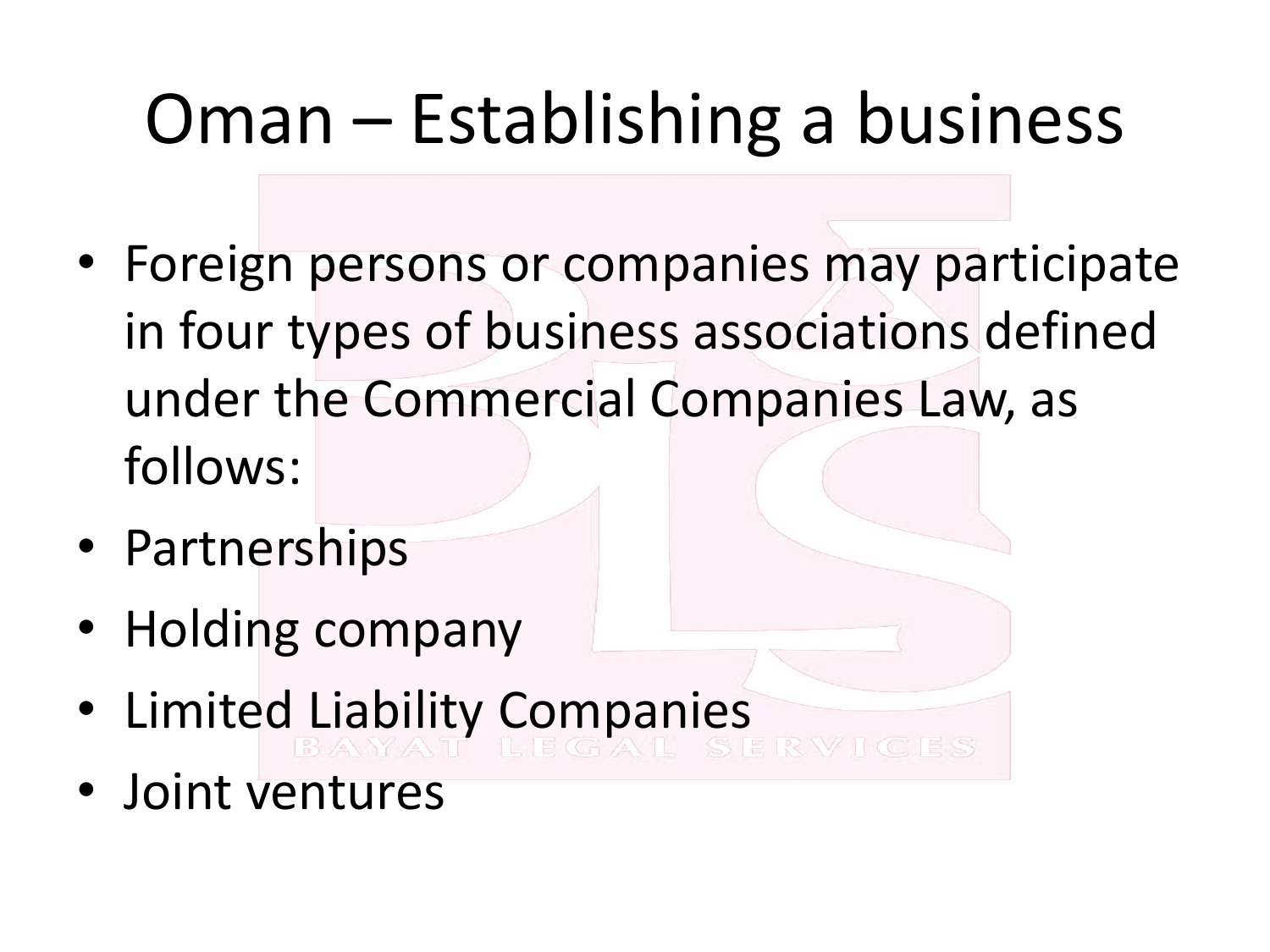# Oman – Establishing a business

- Foreign persons or companies may participate in four types of business associations defined under the Commercial Companies Law, as follows:
- Partnerships
- Holding company
- Limited Liability Companies
- Joint ventures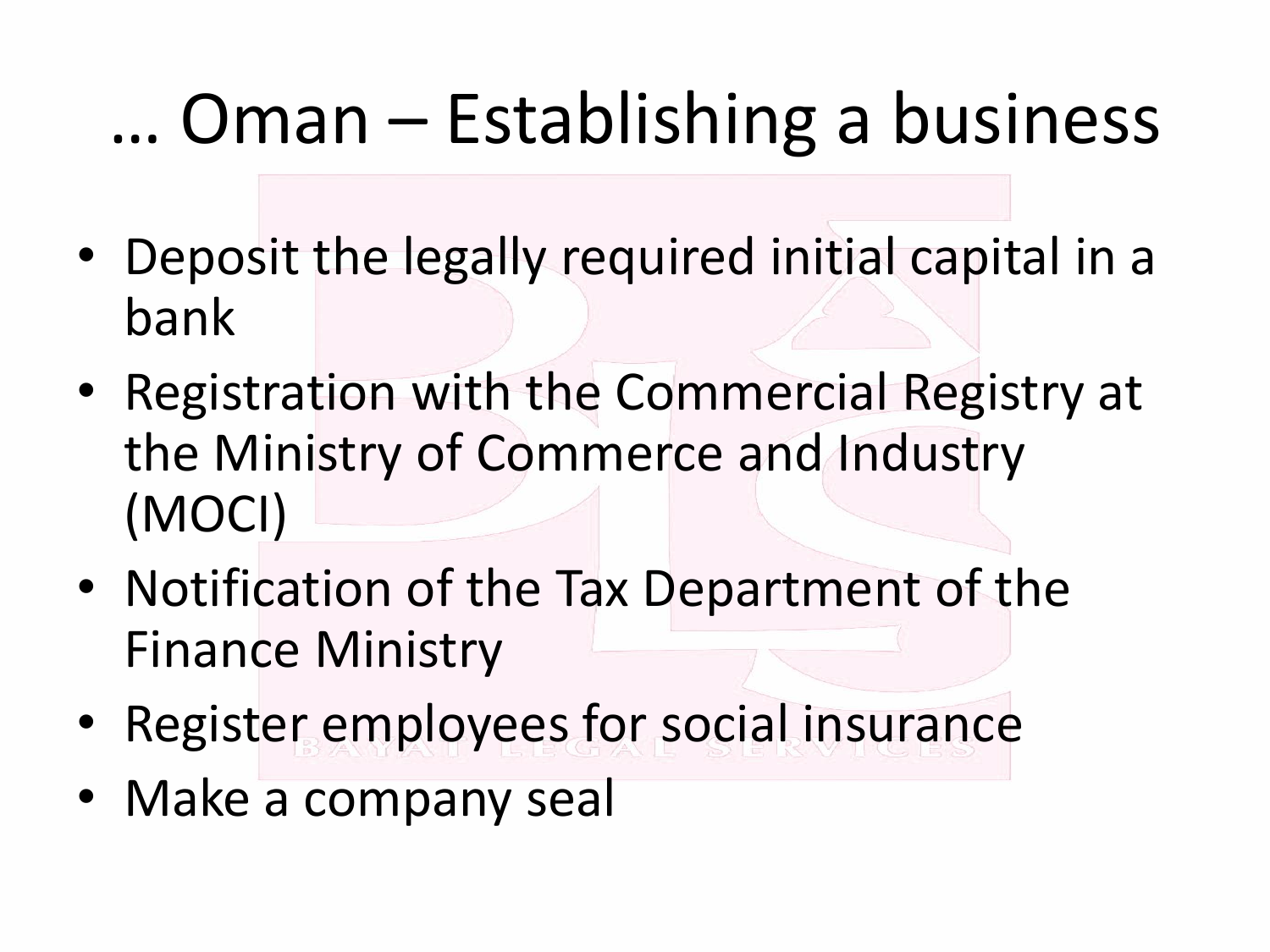# … Oman – Establishing a business

- Deposit the legally required initial capital in a bank
- Registration with the Commercial Registry at the Ministry of Commerce and Industry (MOCI)
- Notification of the Tax Department of the Finance Ministry
- Register employees for social insurance
- Make a company seal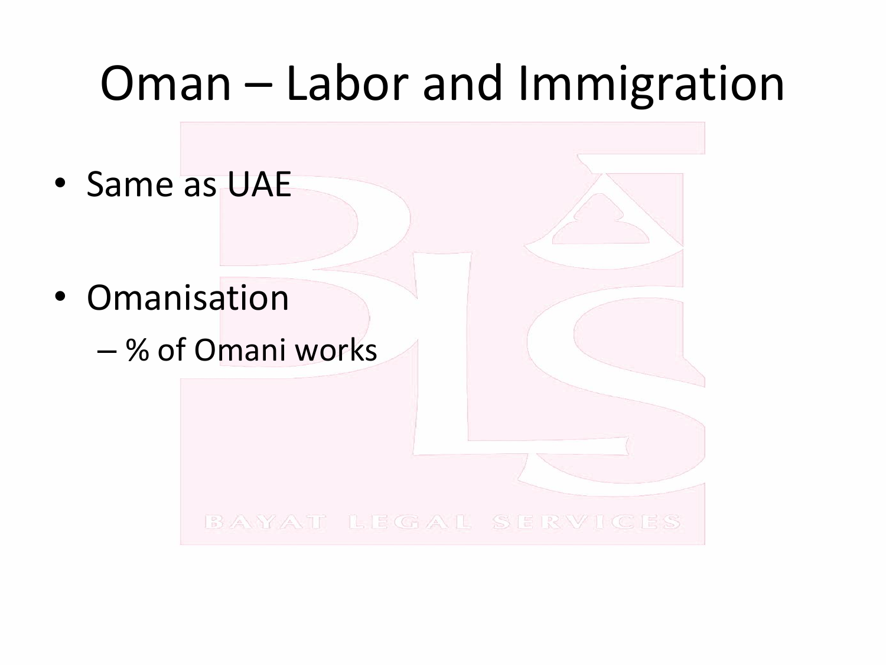# Oman – Labor and Immigration

- Same as UAE

- Omanisation
  - % of Omani works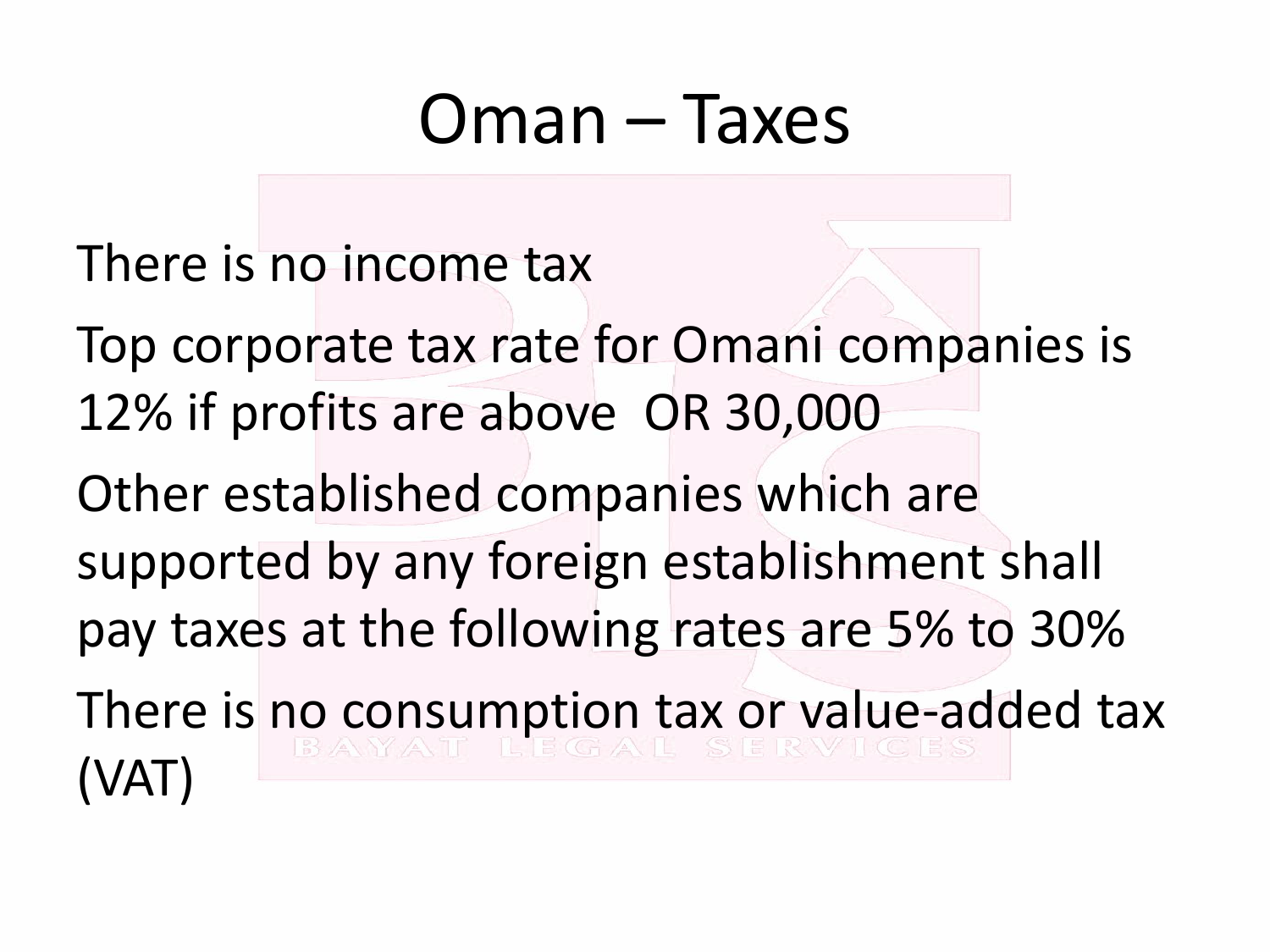# Oman – Taxes

There is no income tax

Top corporate tax rate for Omani companies is 12% if profits are above OR 30,000

Other established companies which are supported by any foreign establishment shall pay taxes at the following rates are 5% to 30%

There is no consumption tax or value-added tax (VAT)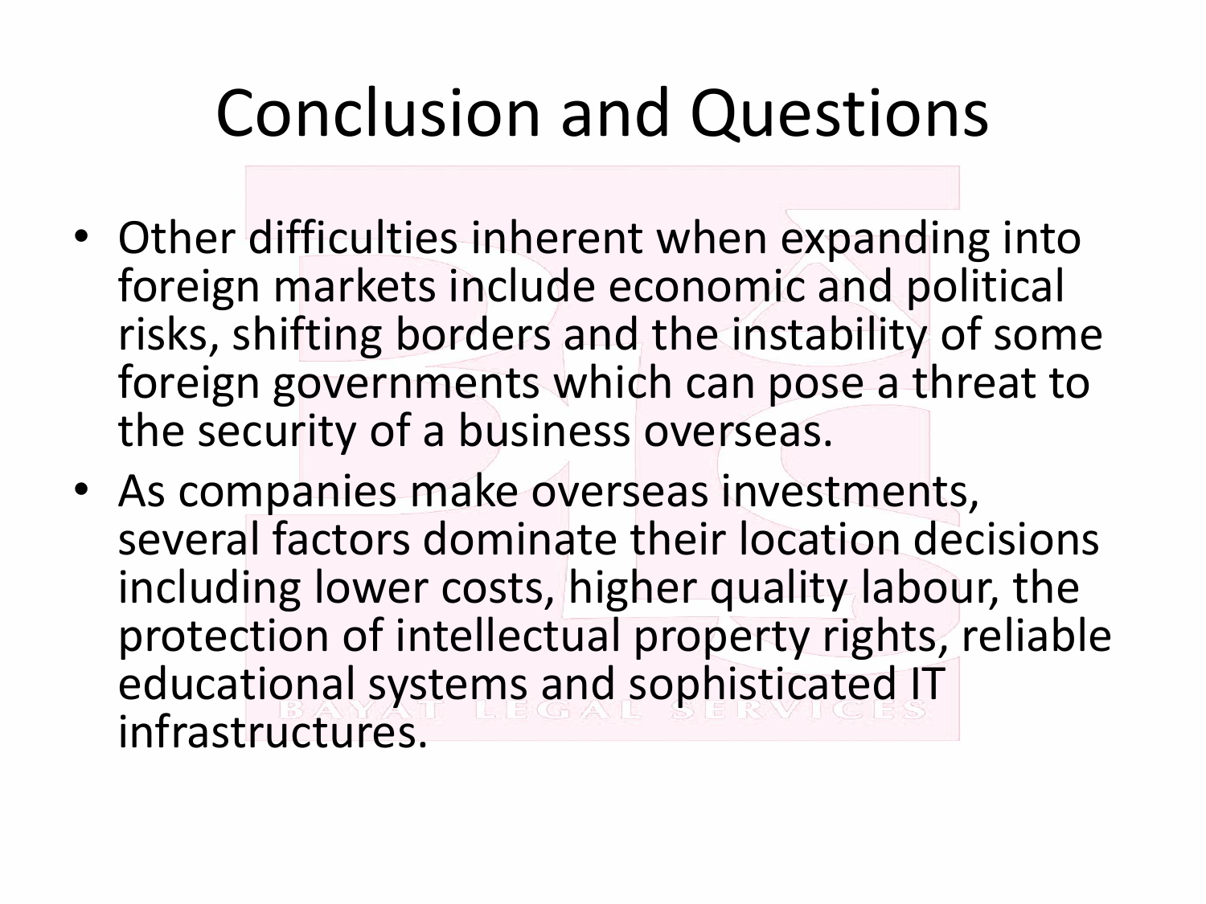# Conclusion and Questions

- Other difficulties inherent when expanding into foreign markets include economic and political risks, shifting borders and the instability of some foreign governments which can pose a threat to the security of a business overseas.
- As companies make overseas investments, several factors dominate their location decisions including lower costs, higher quality labour, the protection of intellectual property rights, reliable educational systems and sophisticated IT infrastructures.